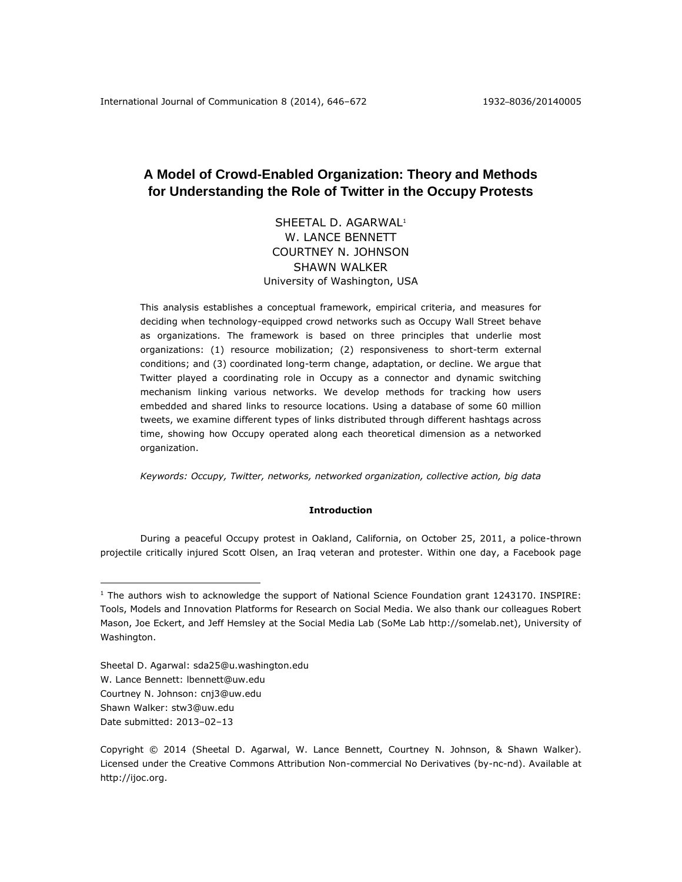# A Model of Crowd-Enabled Organization: Theory and Methods for Understanding the Role of Twitter in the Occupy Protests

SHEETAL D. AGARWAL[1]
W. LANCE BENNETT
COURTNEY N. JOHNSON
SHAWN WALKER
University of Washington, USA

This analysis establishes a conceptual framework, empirical criteria, and measures for deciding when technology-equipped crowd networks such as Occupy Wall Street behave as organizations. The framework is based on three principles that underlie most organizations: (1) resource mobilization; (2) responsiveness to short-term external conditions; and (3) coordinated long-term change, adaptation, or decline. We argue that Twitter played a coordinating role in Occupy as a connector and dynamic switching mechanism linking various networks. We develop methods for tracking how users embedded and shared links to resource locations. Using a database of some 60 million tweets, we examine different types of links distributed through different hashtags across time, showing how Occupy operated along each theoretical dimension as a networked organization.

*Keywords: Occupy, Twitter, networks, networked organization, collective action, big data*

## Introduction

During a peaceful Occupy protest in Oakland, California, on October 25, 2011, a police-thrown projectile critically injured Scott Olsen, an Iraq veteran and protester. Within one day, a Facebook page

[1] The authors wish to acknowledge the support of National Science Foundation grant 1243170. INSPIRE: Tools, Models and Innovation Platforms for Research on Social Media. We also thank our colleagues Robert Mason, Joe Eckert, and Jeff Hemsley at the Social Media Lab (SoMe Lab http://somelab.net), University of Washington.

Sheetal D. Agarwal: sda25@u.washington.edu
W. Lance Bennett: lbennett@uw.edu
Courtney N. Johnson: cnj3@uw.edu
Shawn Walker: stw3@uw.edu
Date submitted: 2013–02–13

Copyright © 2014 (Sheetal D. Agarwal, W. Lance Bennett, Courtney N. Johnson, & Shawn Walker). Licensed under the Creative Commons Attribution Non-commercial No Derivatives (by-nc-nd). Available at http://ijoc.org.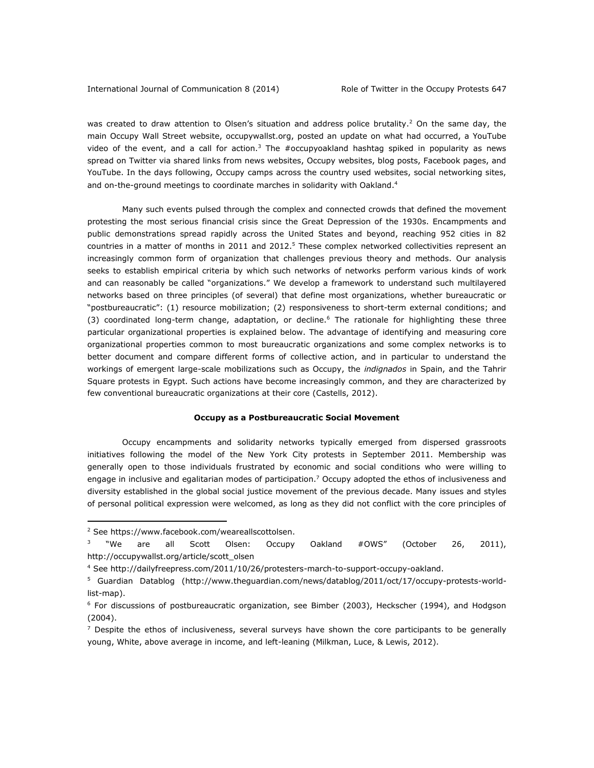was created to draw attention to Olsen's situation and address police brutality.[2] On the same day, the main Occupy Wall Street website, occupywallst.org, posted an update on what had occurred, a YouTube video of the event, and a call for action.[3] The #occupyoakland hashtag spiked in popularity as news spread on Twitter via shared links from news websites, Occupy websites, blog posts, Facebook pages, and YouTube. In the days following, Occupy camps across the country used websites, social networking sites, and on-the-ground meetings to coordinate marches in solidarity with Oakland.[4]

Many such events pulsed through the complex and connected crowds that defined the movement protesting the most serious financial crisis since the Great Depression of the 1930s. Encampments and public demonstrations spread rapidly across the United States and beyond, reaching 952 cities in 82 countries in a matter of months in 2011 and 2012.[5] These complex networked collectivities represent an increasingly common form of organization that challenges previous theory and methods. Our analysis seeks to establish empirical criteria by which such networks of networks perform various kinds of work and can reasonably be called "organizations." We develop a framework to understand such multilayered networks based on three principles (of several) that define most organizations, whether bureaucratic or "postbureaucratic": (1) resource mobilization; (2) responsiveness to short-term external conditions; and (3) coordinated long-term change, adaptation, or decline.[6] The rationale for highlighting these three particular organizational properties is explained below. The advantage of identifying and measuring core organizational properties common to most bureaucratic organizations and some complex networks is to better document and compare different forms of collective action, and in particular to understand the workings of emergent large-scale mobilizations such as Occupy, the *indignados* in Spain, and the Tahrir Square protests in Egypt. Such actions have become increasingly common, and they are characterized by few conventional bureaucratic organizations at their core (Castells, 2012).

## Occupy as a Postbureaucratic Social Movement

Occupy encampments and solidarity networks typically emerged from dispersed grassroots initiatives following the model of the New York City protests in September 2011. Membership was generally open to those individuals frustrated by economic and social conditions who were willing to engage in inclusive and egalitarian modes of participation.[7] Occupy adopted the ethos of inclusiveness and diversity established in the global social justice movement of the previous decade. Many issues and styles of personal political expression were welcomed, as long as they did not conflict with the core principles of

---

[2] See https://www.facebook.com/weareallscottolsen.

[3] "We are all Scott Olsen: Occupy Oakland #OWS" (October 26, 2011), http://occupywallst.org/article/scott_olsen

[4] See http://dailyfreepress.com/2011/10/26/protesters-march-to-support-occupy-oakland.

[5] Guardian Datablog (http://www.theguardian.com/news/datablog/2011/oct/17/occupy-protests-world-list-map).

[6] For discussions of postbureaucratic organization, see Bimber (2003), Heckscher (1994), and Hodgson (2004).

[7] Despite the ethos of inclusiveness, several surveys have shown the core participants to be generally young, White, above average in income, and left-leaning (Milkman, Luce, & Lewis, 2012).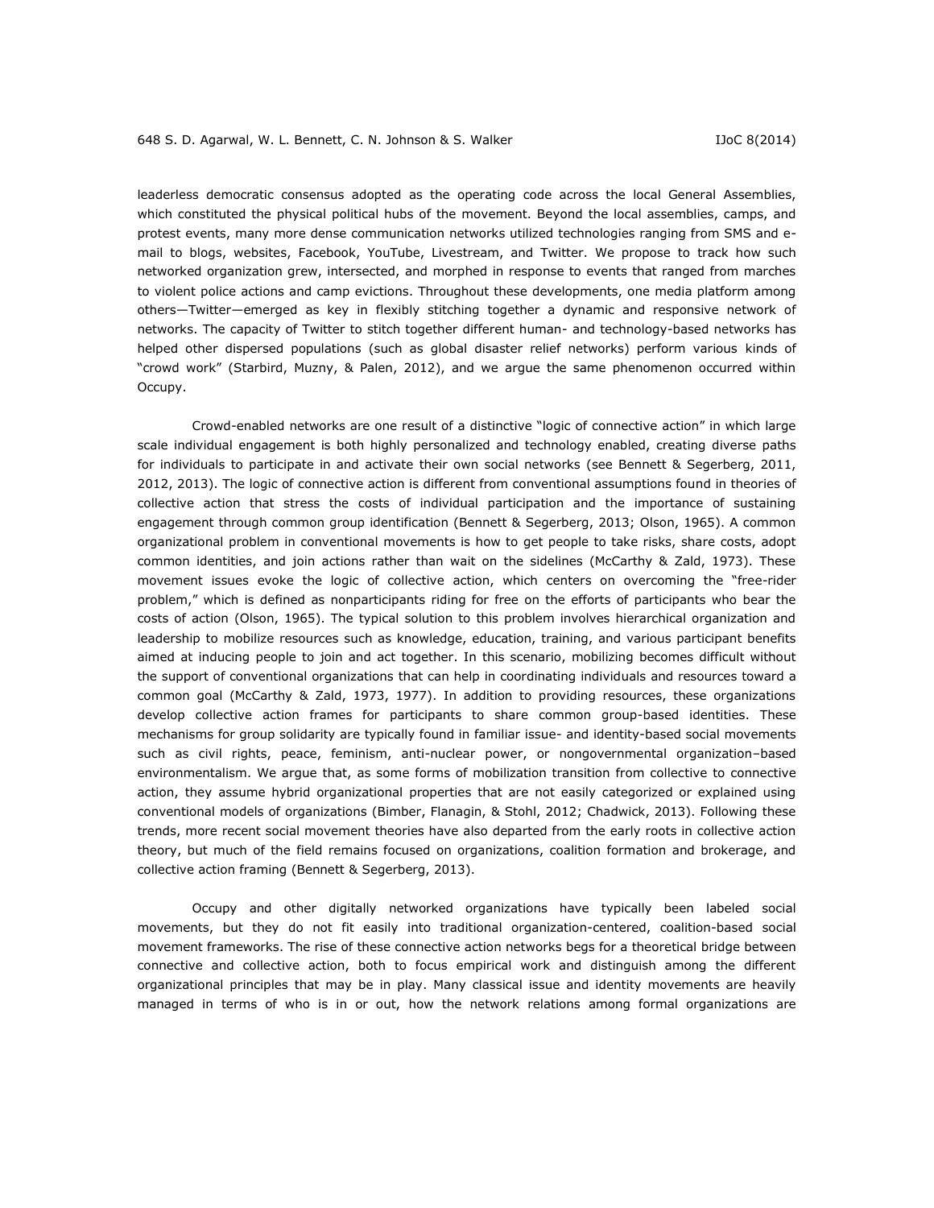leaderless democratic consensus adopted as the operating code across the local General Assemblies, which constituted the physical political hubs of the movement. Beyond the local assemblies, camps, and protest events, many more dense communication networks utilized technologies ranging from SMS and e-mail to blogs, websites, Facebook, YouTube, Livestream, and Twitter. We propose to track how such networked organization grew, intersected, and morphed in response to events that ranged from marches to violent police actions and camp evictions. Throughout these developments, one media platform among others—Twitter—emerged as key in flexibly stitching together a dynamic and responsive network of networks. The capacity of Twitter to stitch together different human- and technology-based networks has helped other dispersed populations (such as global disaster relief networks) perform various kinds of "crowd work" (Starbird, Muzny, & Palen, 2012), and we argue the same phenomenon occurred within Occupy.

Crowd-enabled networks are one result of a distinctive "logic of connective action" in which large scale individual engagement is both highly personalized and technology enabled, creating diverse paths for individuals to participate in and activate their own social networks (see Bennett & Segerberg, 2011, 2012, 2013). The logic of connective action is different from conventional assumptions found in theories of collective action that stress the costs of individual participation and the importance of sustaining engagement through common group identification (Bennett & Segerberg, 2013; Olson, 1965). A common organizational problem in conventional movements is how to get people to take risks, share costs, adopt common identities, and join actions rather than wait on the sidelines (McCarthy & Zald, 1973). These movement issues evoke the logic of collective action, which centers on overcoming the "free-rider problem," which is defined as nonparticipants riding for free on the efforts of participants who bear the costs of action (Olson, 1965). The typical solution to this problem involves hierarchical organization and leadership to mobilize resources such as knowledge, education, training, and various participant benefits aimed at inducing people to join and act together. In this scenario, mobilizing becomes difficult without the support of conventional organizations that can help in coordinating individuals and resources toward a common goal (McCarthy & Zald, 1973, 1977). In addition to providing resources, these organizations develop collective action frames for participants to share common group-based identities. These mechanisms for group solidarity are typically found in familiar issue- and identity-based social movements such as civil rights, peace, feminism, anti-nuclear power, or nongovernmental organization–based environmentalism. We argue that, as some forms of mobilization transition from collective to connective action, they assume hybrid organizational properties that are not easily categorized or explained using conventional models of organizations (Bimber, Flanagin, & Stohl, 2012; Chadwick, 2013). Following these trends, more recent social movement theories have also departed from the early roots in collective action theory, but much of the field remains focused on organizations, coalition formation and brokerage, and collective action framing (Bennett & Segerberg, 2013).

Occupy and other digitally networked organizations have typically been labeled social movements, but they do not fit easily into traditional organization-centered, coalition-based social movement frameworks. The rise of these connective action networks begs for a theoretical bridge between connective and collective action, both to focus empirical work and distinguish among the different organizational principles that may be in play. Many classical issue and identity movements are heavily managed in terms of who is in or out, how the network relations among formal organizations are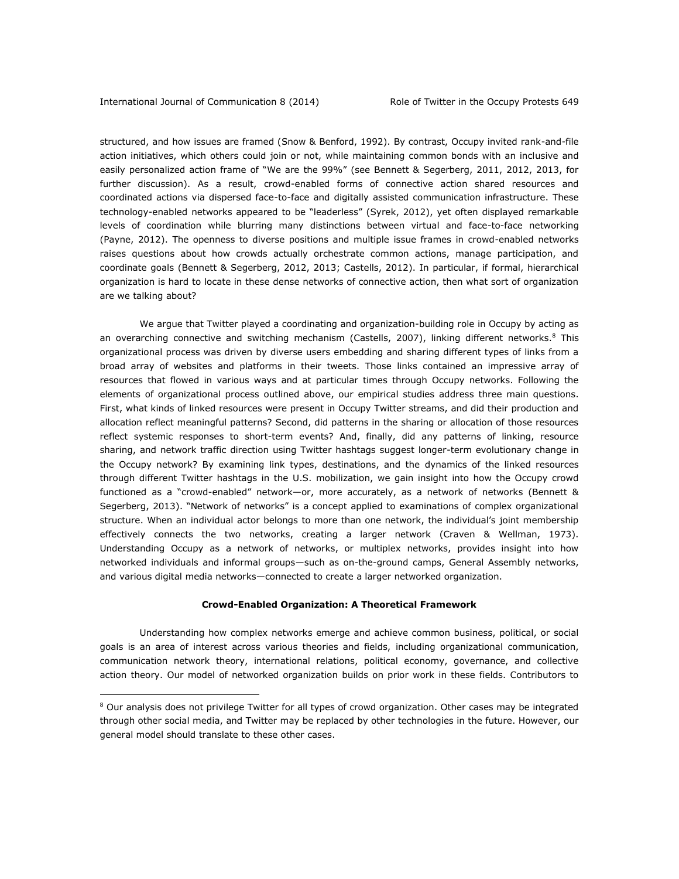structured, and how issues are framed (Snow & Benford, 1992). By contrast, Occupy invited rank-and-file action initiatives, which others could join or not, while maintaining common bonds with an inclusive and easily personalized action frame of "We are the 99%" (see Bennett & Segerberg, 2011, 2012, 2013, for further discussion). As a result, crowd-enabled forms of connective action shared resources and coordinated actions via dispersed face-to-face and digitally assisted communication infrastructure. These technology-enabled networks appeared to be "leaderless" (Syrek, 2012), yet often displayed remarkable levels of coordination while blurring many distinctions between virtual and face-to-face networking (Payne, 2012). The openness to diverse positions and multiple issue frames in crowd-enabled networks raises questions about how crowds actually orchestrate common actions, manage participation, and coordinate goals (Bennett & Segerberg, 2012, 2013; Castells, 2012). In particular, if formal, hierarchical organization is hard to locate in these dense networks of connective action, then what sort of organization are we talking about?

We argue that Twitter played a coordinating and organization-building role in Occupy by acting as an overarching connective and switching mechanism (Castells, 2007), linking different networks.[8] This organizational process was driven by diverse users embedding and sharing different types of links from a broad array of websites and platforms in their tweets. Those links contained an impressive array of resources that flowed in various ways and at particular times through Occupy networks. Following the elements of organizational process outlined above, our empirical studies address three main questions. First, what kinds of linked resources were present in Occupy Twitter streams, and did their production and allocation reflect meaningful patterns? Second, did patterns in the sharing or allocation of those resources reflect systemic responses to short-term events? And, finally, did any patterns of linking, resource sharing, and network traffic direction using Twitter hashtags suggest longer-term evolutionary change in the Occupy network? By examining link types, destinations, and the dynamics of the linked resources through different Twitter hashtags in the U.S. mobilization, we gain insight into how the Occupy crowd functioned as a "crowd-enabled" network—or, more accurately, as a network of networks (Bennett & Segerberg, 2013). "Network of networks" is a concept applied to examinations of complex organizational structure. When an individual actor belongs to more than one network, the individual's joint membership effectively connects the two networks, creating a larger network (Craven & Wellman, 1973). Understanding Occupy as a network of networks, or multiplex networks, provides insight into how networked individuals and informal groups—such as on-the-ground camps, General Assembly networks, and various digital media networks—connected to create a larger networked organization.

## Crowd-Enabled Organization: A Theoretical Framework

Understanding how complex networks emerge and achieve common business, political, or social goals is an area of interest across various theories and fields, including organizational communication, communication network theory, international relations, political economy, governance, and collective action theory. Our model of networked organization builds on prior work in these fields. Contributors to

---

[8] Our analysis does not privilege Twitter for all types of crowd organization. Other cases may be integrated through other social media, and Twitter may be replaced by other technologies in the future. However, our general model should translate to these other cases.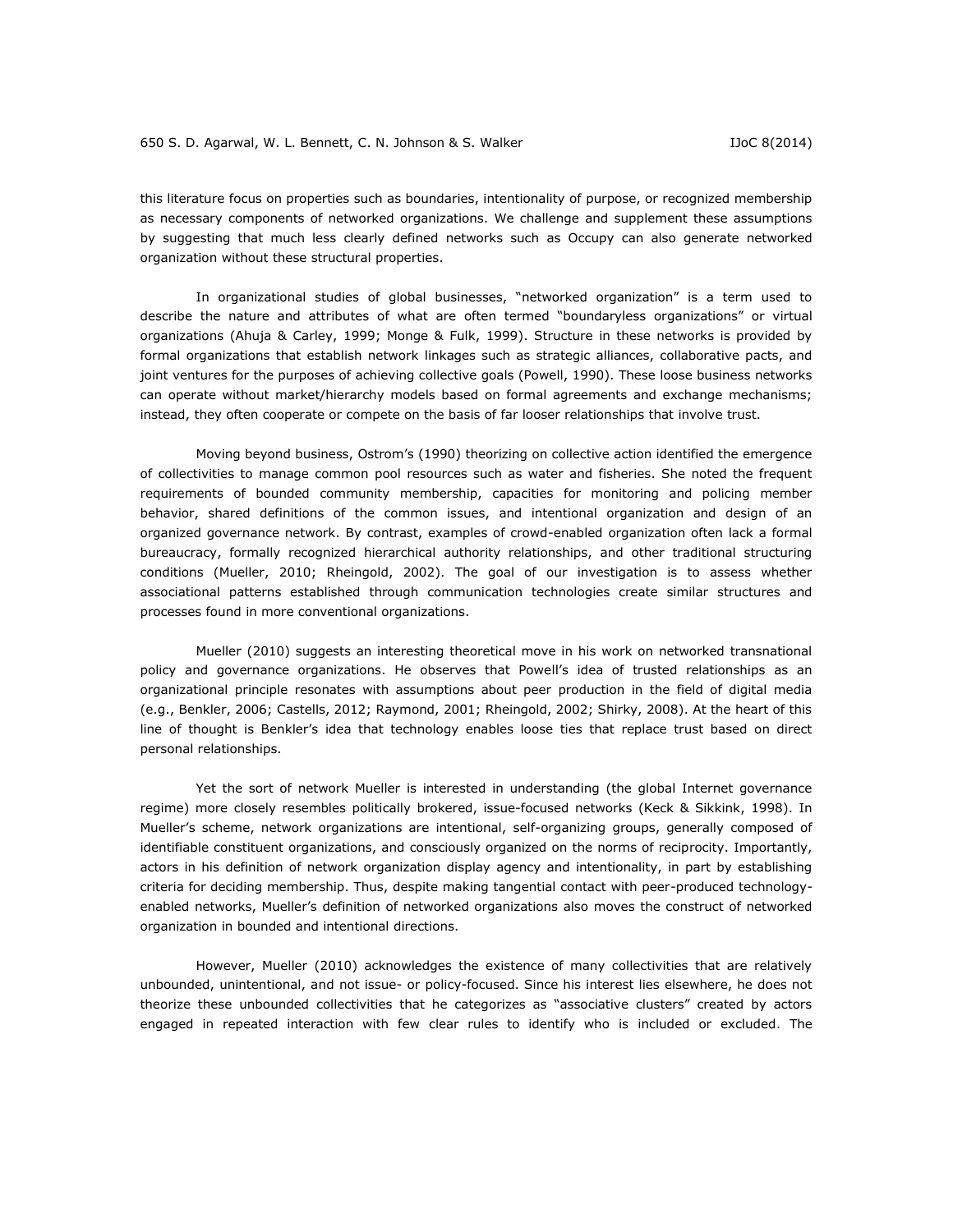this literature focus on properties such as boundaries, intentionality of purpose, or recognized membership as necessary components of networked organizations. We challenge and supplement these assumptions by suggesting that much less clearly defined networks such as Occupy can also generate networked organization without these structural properties.

In organizational studies of global businesses, "networked organization" is a term used to describe the nature and attributes of what are often termed "boundaryless organizations" or virtual organizations (Ahuja & Carley, 1999; Monge & Fulk, 1999). Structure in these networks is provided by formal organizations that establish network linkages such as strategic alliances, collaborative pacts, and joint ventures for the purposes of achieving collective goals (Powell, 1990). These loose business networks can operate without market/hierarchy models based on formal agreements and exchange mechanisms; instead, they often cooperate or compete on the basis of far looser relationships that involve trust.

Moving beyond business, Ostrom's (1990) theorizing on collective action identified the emergence of collectivities to manage common pool resources such as water and fisheries. She noted the frequent requirements of bounded community membership, capacities for monitoring and policing member behavior, shared definitions of the common issues, and intentional organization and design of an organized governance network. By contrast, examples of crowd-enabled organization often lack a formal bureaucracy, formally recognized hierarchical authority relationships, and other traditional structuring conditions (Mueller, 2010; Rheingold, 2002). The goal of our investigation is to assess whether associational patterns established through communication technologies create similar structures and processes found in more conventional organizations.

Mueller (2010) suggests an interesting theoretical move in his work on networked transnational policy and governance organizations. He observes that Powell's idea of trusted relationships as an organizational principle resonates with assumptions about peer production in the field of digital media (e.g., Benkler, 2006; Castells, 2012; Raymond, 2001; Rheingold, 2002; Shirky, 2008). At the heart of this line of thought is Benkler's idea that technology enables loose ties that replace trust based on direct personal relationships.

Yet the sort of network Mueller is interested in understanding (the global Internet governance regime) more closely resembles politically brokered, issue-focused networks (Keck & Sikkink, 1998). In Mueller's scheme, network organizations are intentional, self-organizing groups, generally composed of identifiable constituent organizations, and consciously organized on the norms of reciprocity. Importantly, actors in his definition of network organization display agency and intentionality, in part by establishing criteria for deciding membership. Thus, despite making tangential contact with peer-produced technology-enabled networks, Mueller's definition of networked organizations also moves the construct of networked organization in bounded and intentional directions.

However, Mueller (2010) acknowledges the existence of many collectivities that are relatively unbounded, unintentional, and not issue- or policy-focused. Since his interest lies elsewhere, he does not theorize these unbounded collectivities that he categorizes as "associative clusters" created by actors engaged in repeated interaction with few clear rules to identify who is included or excluded. The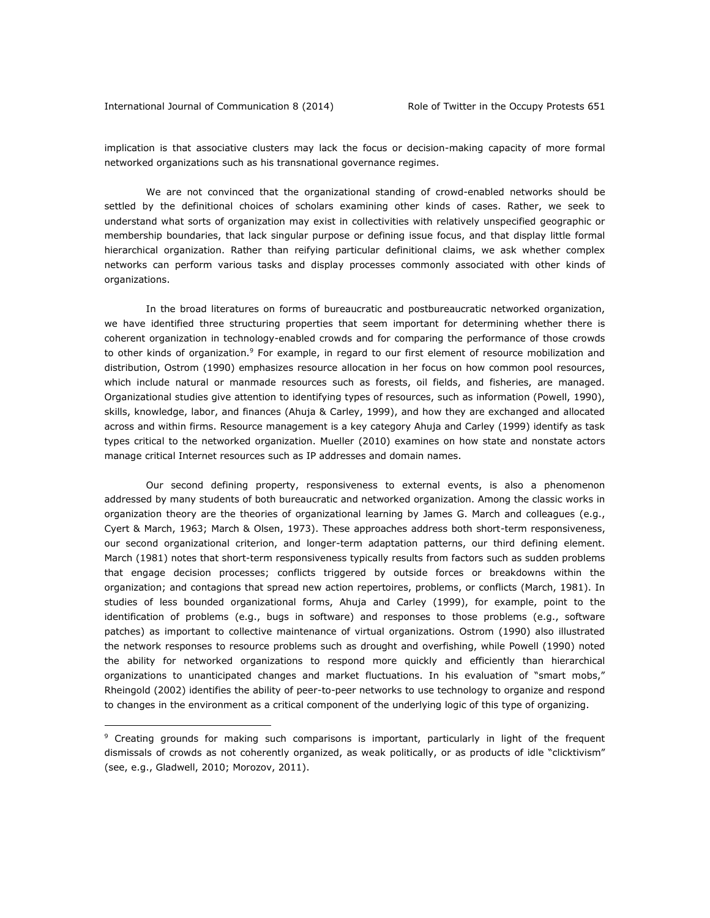implication is that associative clusters may lack the focus or decision-making capacity of more formal networked organizations such as his transnational governance regimes.

We are not convinced that the organizational standing of crowd-enabled networks should be settled by the definitional choices of scholars examining other kinds of cases. Rather, we seek to understand what sorts of organization may exist in collectivities with relatively unspecified geographic or membership boundaries, that lack singular purpose or defining issue focus, and that display little formal hierarchical organization. Rather than reifying particular definitional claims, we ask whether complex networks can perform various tasks and display processes commonly associated with other kinds of organizations.

In the broad literatures on forms of bureaucratic and postbureaucratic networked organization, we have identified three structuring properties that seem important for determining whether there is coherent organization in technology-enabled crowds and for comparing the performance of those crowds to other kinds of organization.[9] For example, in regard to our first element of resource mobilization and distribution, Ostrom (1990) emphasizes resource allocation in her focus on how common pool resources, which include natural or manmade resources such as forests, oil fields, and fisheries, are managed. Organizational studies give attention to identifying types of resources, such as information (Powell, 1990), skills, knowledge, labor, and finances (Ahuja & Carley, 1999), and how they are exchanged and allocated across and within firms. Resource management is a key category Ahuja and Carley (1999) identify as task types critical to the networked organization. Mueller (2010) examines on how state and nonstate actors manage critical Internet resources such as IP addresses and domain names.

Our second defining property, responsiveness to external events, is also a phenomenon addressed by many students of both bureaucratic and networked organization. Among the classic works in organization theory are the theories of organizational learning by James G. March and colleagues (e.g., Cyert & March, 1963; March & Olsen, 1973). These approaches address both short-term responsiveness, our second organizational criterion, and longer-term adaptation patterns, our third defining element. March (1981) notes that short-term responsiveness typically results from factors such as sudden problems that engage decision processes; conflicts triggered by outside forces or breakdowns within the organization; and contagions that spread new action repertoires, problems, or conflicts (March, 1981). In studies of less bounded organizational forms, Ahuja and Carley (1999), for example, point to the identification of problems (e.g., bugs in software) and responses to those problems (e.g., software patches) as important to collective maintenance of virtual organizations. Ostrom (1990) also illustrated the network responses to resource problems such as drought and overfishing, while Powell (1990) noted the ability for networked organizations to respond more quickly and efficiently than hierarchical organizations to unanticipated changes and market fluctuations. In his evaluation of "smart mobs," Rheingold (2002) identifies the ability of peer-to-peer networks to use technology to organize and respond to changes in the environment as a critical component of the underlying logic of this type of organizing.

[9] Creating grounds for making such comparisons is important, particularly in light of the frequent dismissals of crowds as not coherently organized, as weak politically, or as products of idle "clicktivism" (see, e.g., Gladwell, 2010; Morozov, 2011).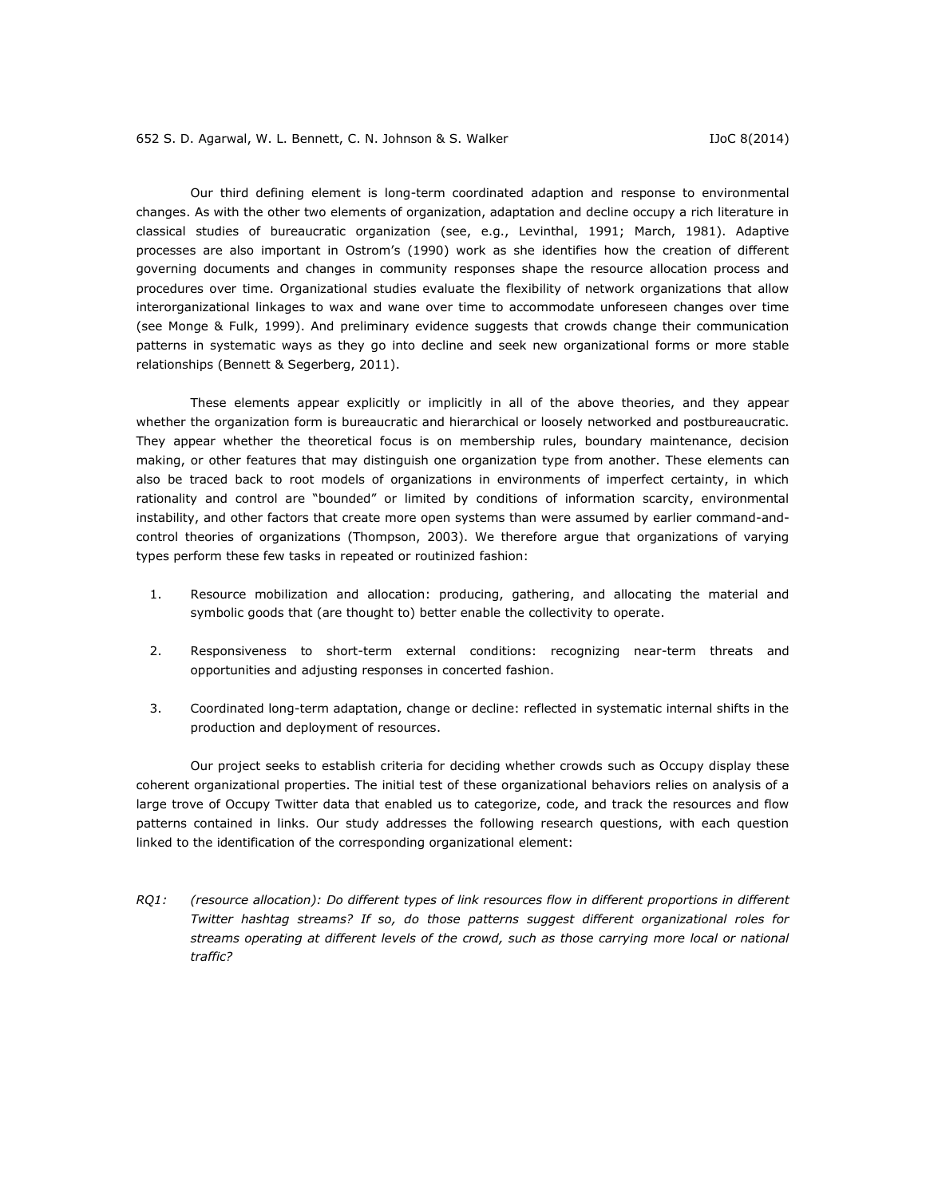Our third defining element is long-term coordinated adaption and response to environmental changes. As with the other two elements of organization, adaptation and decline occupy a rich literature in classical studies of bureaucratic organization (see, e.g., Levinthal, 1991; March, 1981). Adaptive processes are also important in Ostrom's (1990) work as she identifies how the creation of different governing documents and changes in community responses shape the resource allocation process and procedures over time. Organizational studies evaluate the flexibility of network organizations that allow interorganizational linkages to wax and wane over time to accommodate unforeseen changes over time (see Monge & Fulk, 1999). And preliminary evidence suggests that crowds change their communication patterns in systematic ways as they go into decline and seek new organizational forms or more stable relationships (Bennett & Segerberg, 2011).

These elements appear explicitly or implicitly in all of the above theories, and they appear whether the organization form is bureaucratic and hierarchical or loosely networked and postbureaucratic. They appear whether the theoretical focus is on membership rules, boundary maintenance, decision making, or other features that may distinguish one organization type from another. These elements can also be traced back to root models of organizations in environments of imperfect certainty, in which rationality and control are "bounded" or limited by conditions of information scarcity, environmental instability, and other factors that create more open systems than were assumed by earlier command-and-control theories of organizations (Thompson, 2003). We therefore argue that organizations of varying types perform these few tasks in repeated or routinized fashion:

1. Resource mobilization and allocation: producing, gathering, and allocating the material and symbolic goods that (are thought to) better enable the collectivity to operate.
2. Responsiveness to short-term external conditions: recognizing near-term threats and opportunities and adjusting responses in concerted fashion.
3. Coordinated long-term adaptation, change or decline: reflected in systematic internal shifts in the production and deployment of resources.

Our project seeks to establish criteria for deciding whether crowds such as Occupy display these coherent organizational properties. The initial test of these organizational behaviors relies on analysis of a large trove of Occupy Twitter data that enabled us to categorize, code, and track the resources and flow patterns contained in links. Our study addresses the following research questions, with each question linked to the identification of the corresponding organizational element:

*RQ1:* *(resource allocation): Do different types of link resources flow in different proportions in different Twitter hashtag streams? If so, do those patterns suggest different organizational roles for streams operating at different levels of the crowd, such as those carrying more local or national traffic?*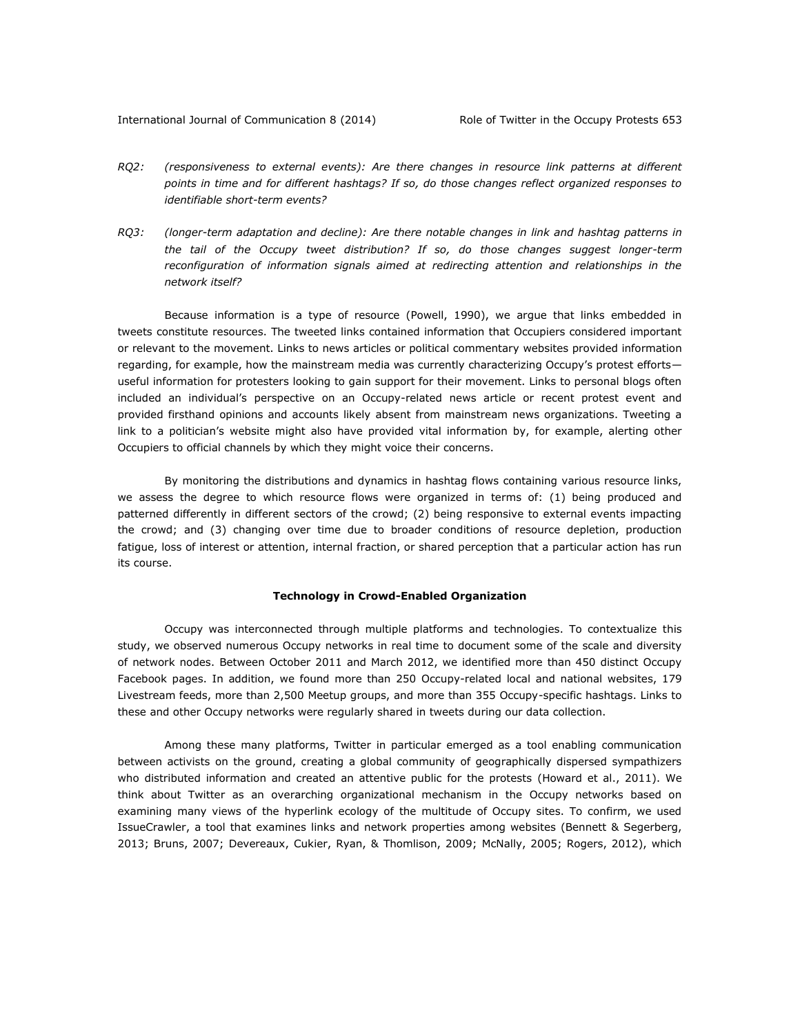*RQ2: (responsiveness to external events): Are there changes in resource link patterns at different points in time and for different hashtags? If so, do those changes reflect organized responses to identifiable short-term events?*

*RQ3: (longer-term adaptation and decline): Are there notable changes in link and hashtag patterns in the tail of the Occupy tweet distribution? If so, do those changes suggest longer-term reconfiguration of information signals aimed at redirecting attention and relationships in the network itself?*

Because information is a type of resource (Powell, 1990), we argue that links embedded in tweets constitute resources. The tweeted links contained information that Occupiers considered important or relevant to the movement. Links to news articles or political commentary websites provided information regarding, for example, how the mainstream media was currently characterizing Occupy's protest efforts—useful information for protesters looking to gain support for their movement. Links to personal blogs often included an individual's perspective on an Occupy-related news article or recent protest event and provided firsthand opinions and accounts likely absent from mainstream news organizations. Tweeting a link to a politician's website might also have provided vital information by, for example, alerting other Occupiers to official channels by which they might voice their concerns.

By monitoring the distributions and dynamics in hashtag flows containing various resource links, we assess the degree to which resource flows were organized in terms of: (1) being produced and patterned differently in different sectors of the crowd; (2) being responsive to external events impacting the crowd; and (3) changing over time due to broader conditions of resource depletion, production fatigue, loss of interest or attention, internal fraction, or shared perception that a particular action has run its course.

### Technology in Crowd-Enabled Organization

Occupy was interconnected through multiple platforms and technologies. To contextualize this study, we observed numerous Occupy networks in real time to document some of the scale and diversity of network nodes. Between October 2011 and March 2012, we identified more than 450 distinct Occupy Facebook pages. In addition, we found more than 250 Occupy-related local and national websites, 179 Livestream feeds, more than 2,500 Meetup groups, and more than 355 Occupy-specific hashtags. Links to these and other Occupy networks were regularly shared in tweets during our data collection.

Among these many platforms, Twitter in particular emerged as a tool enabling communication between activists on the ground, creating a global community of geographically dispersed sympathizers who distributed information and created an attentive public for the protests (Howard et al., 2011). We think about Twitter as an overarching organizational mechanism in the Occupy networks based on examining many views of the hyperlink ecology of the multitude of Occupy sites. To confirm, we used IssueCrawler, a tool that examines links and network properties among websites (Bennett & Segerberg, 2013; Bruns, 2007; Devereaux, Cukier, Ryan, & Thomlison, 2009; McNally, 2005; Rogers, 2012), which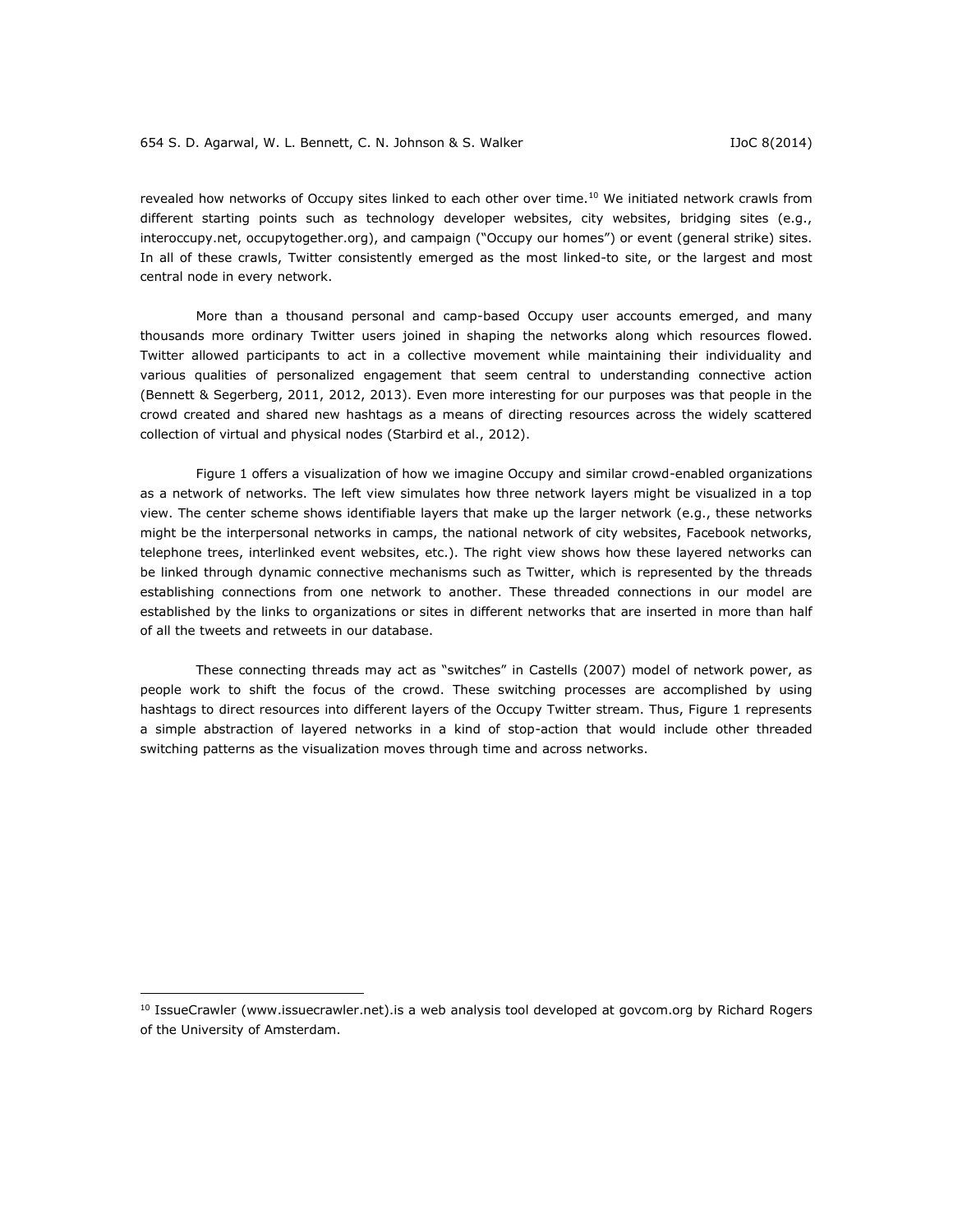revealed how networks of Occupy sites linked to each other over time.[10] We initiated network crawls from different starting points such as technology developer websites, city websites, bridging sites (e.g., interoccupy.net, occupytogether.org), and campaign ("Occupy our homes") or event (general strike) sites. In all of these crawls, Twitter consistently emerged as the most linked-to site, or the largest and most central node in every network.

More than a thousand personal and camp-based Occupy user accounts emerged, and many thousands more ordinary Twitter users joined in shaping the networks along which resources flowed. Twitter allowed participants to act in a collective movement while maintaining their individuality and various qualities of personalized engagement that seem central to understanding connective action (Bennett & Segerberg, 2011, 2012, 2013). Even more interesting for our purposes was that people in the crowd created and shared new hashtags as a means of directing resources across the widely scattered collection of virtual and physical nodes (Starbird et al., 2012).

Figure 1 offers a visualization of how we imagine Occupy and similar crowd-enabled organizations as a network of networks. The left view simulates how three network layers might be visualized in a top view. The center scheme shows identifiable layers that make up the larger network (e.g., these networks might be the interpersonal networks in camps, the national network of city websites, Facebook networks, telephone trees, interlinked event websites, etc.). The right view shows how these layered networks can be linked through dynamic connective mechanisms such as Twitter, which is represented by the threads establishing connections from one network to another. These threaded connections in our model are established by the links to organizations or sites in different networks that are inserted in more than half of all the tweets and retweets in our database.

These connecting threads may act as "switches" in Castells (2007) model of network power, as people work to shift the focus of the crowd. These switching processes are accomplished by using hashtags to direct resources into different layers of the Occupy Twitter stream. Thus, Figure 1 represents a simple abstraction of layered networks in a kind of stop-action that would include other threaded switching patterns as the visualization moves through time and across networks.

---

[10] IssueCrawler (www.issuecrawler.net).is a web analysis tool developed at govcom.org by Richard Rogers of the University of Amsterdam.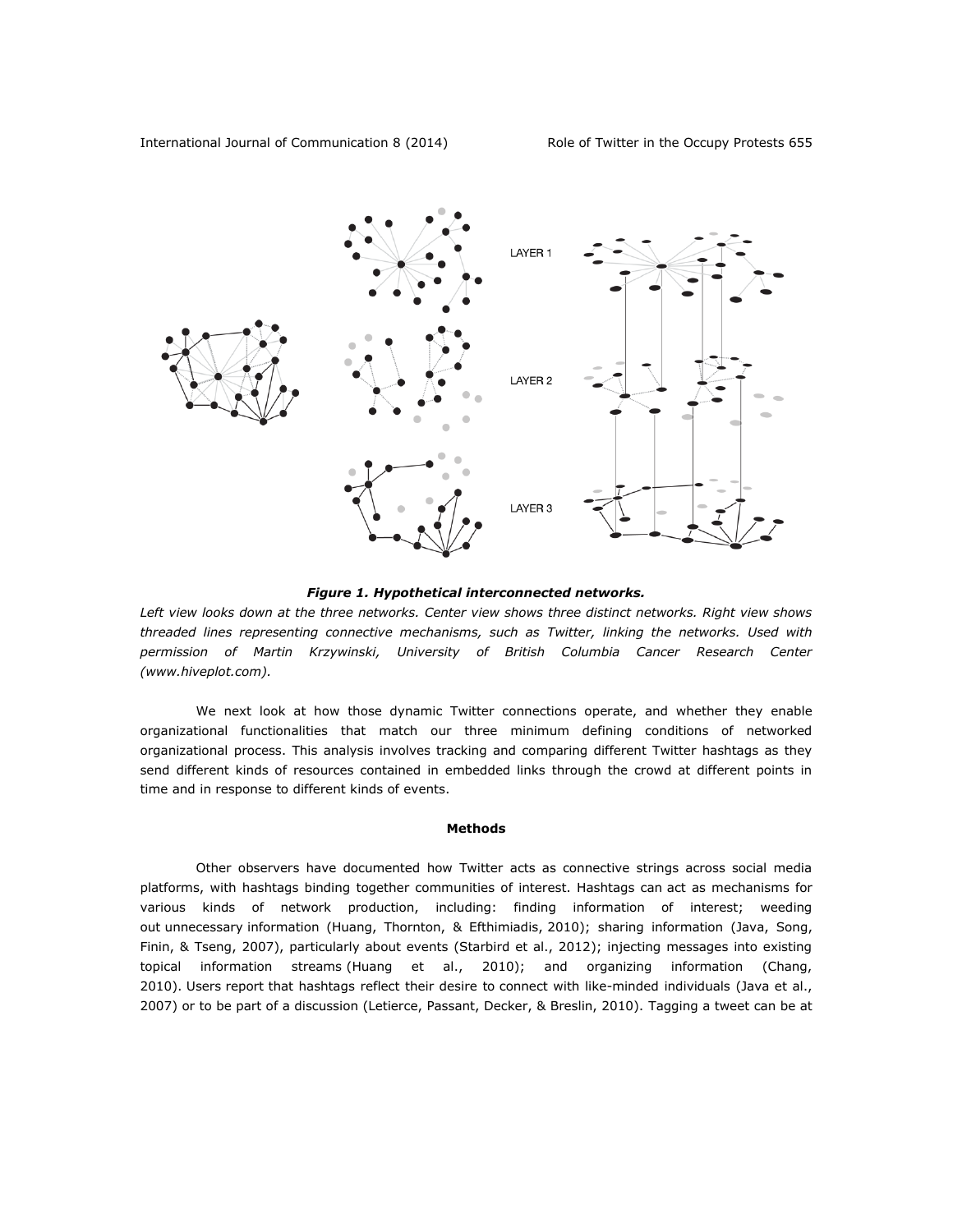LAYER 1

LAYER 2

LAYER 3

***Figure 1. Hypothetical interconnected networks.***

*Left view looks down at the three networks. Center view shows three distinct networks. Right view shows threaded lines representing connective mechanisms, such as Twitter, linking the networks. Used with permission of Martin Krzywinski, University of British Columbia Cancer Research Center (www.hiveplot.com).*

We next look at how those dynamic Twitter connections operate, and whether they enable organizational functionalities that match our three minimum defining conditions of networked organizational process. This analysis involves tracking and comparing different Twitter hashtags as they send different kinds of resources contained in embedded links through the crowd at different points in time and in response to different kinds of events.

## Methods

Other observers have documented how Twitter acts as connective strings across social media platforms, with hashtags binding together communities of interest. Hashtags can act as mechanisms for various kinds of network production, including: finding information of interest; weeding out unnecessary information (Huang, Thornton, & Efthimiadis, 2010); sharing information (Java, Song, Finin, & Tseng, 2007), particularly about events (Starbird et al., 2012); injecting messages into existing topical information streams (Huang et al., 2010); and organizing information (Chang, 2010). Users report that hashtags reflect their desire to connect with like-minded individuals (Java et al., 2007) or to be part of a discussion (Letierce, Passant, Decker, & Breslin, 2010). Tagging a tweet can be at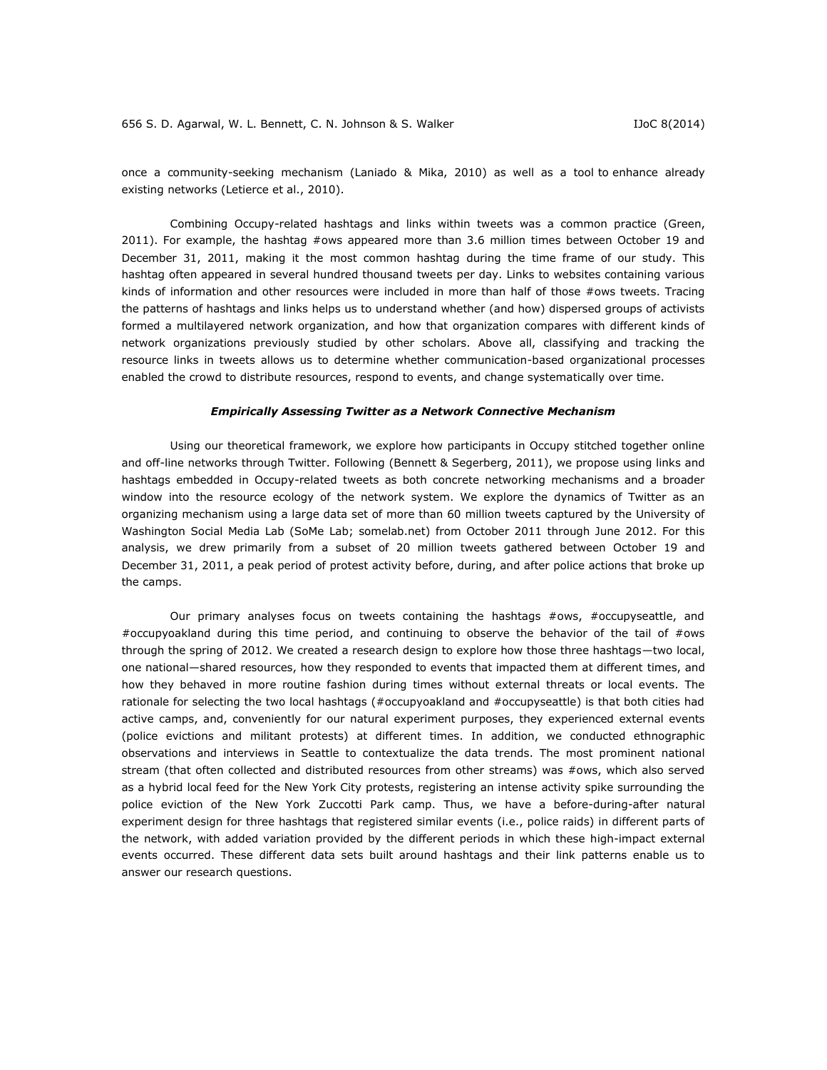once a community-seeking mechanism (Laniado & Mika, 2010) as well as a tool to enhance already existing networks (Letierce et al., 2010).

Combining Occupy-related hashtags and links within tweets was a common practice (Green, 2011). For example, the hashtag #ows appeared more than 3.6 million times between October 19 and December 31, 2011, making it the most common hashtag during the time frame of our study. This hashtag often appeared in several hundred thousand tweets per day. Links to websites containing various kinds of information and other resources were included in more than half of those #ows tweets. Tracing the patterns of hashtags and links helps us to understand whether (and how) dispersed groups of activists formed a multilayered network organization, and how that organization compares with different kinds of network organizations previously studied by other scholars. Above all, classifying and tracking the resource links in tweets allows us to determine whether communication-based organizational processes enabled the crowd to distribute resources, respond to events, and change systematically over time.

### *Empirically Assessing Twitter as a Network Connective Mechanism*

Using our theoretical framework, we explore how participants in Occupy stitched together online and off-line networks through Twitter. Following (Bennett & Segerberg, 2011), we propose using links and hashtags embedded in Occupy-related tweets as both concrete networking mechanisms and a broader window into the resource ecology of the network system. We explore the dynamics of Twitter as an organizing mechanism using a large data set of more than 60 million tweets captured by the University of Washington Social Media Lab (SoMe Lab; somelab.net) from October 2011 through June 2012. For this analysis, we drew primarily from a subset of 20 million tweets gathered between October 19 and December 31, 2011, a peak period of protest activity before, during, and after police actions that broke up the camps.

Our primary analyses focus on tweets containing the hashtags #ows, #occupyseattle, and #occupyoakland during this time period, and continuing to observe the behavior of the tail of #ows through the spring of 2012. We created a research design to explore how those three hashtags—two local, one national—shared resources, how they responded to events that impacted them at different times, and how they behaved in more routine fashion during times without external threats or local events. The rationale for selecting the two local hashtags (#occupyoakland and #occupyseattle) is that both cities had active camps, and, conveniently for our natural experiment purposes, they experienced external events (police evictions and militant protests) at different times. In addition, we conducted ethnographic observations and interviews in Seattle to contextualize the data trends. The most prominent national stream (that often collected and distributed resources from other streams) was #ows, which also served as a hybrid local feed for the New York City protests, registering an intense activity spike surrounding the police eviction of the New York Zuccotti Park camp. Thus, we have a before-during-after natural experiment design for three hashtags that registered similar events (i.e., police raids) in different parts of the network, with added variation provided by the different periods in which these high-impact external events occurred. These different data sets built around hashtags and their link patterns enable us to answer our research questions.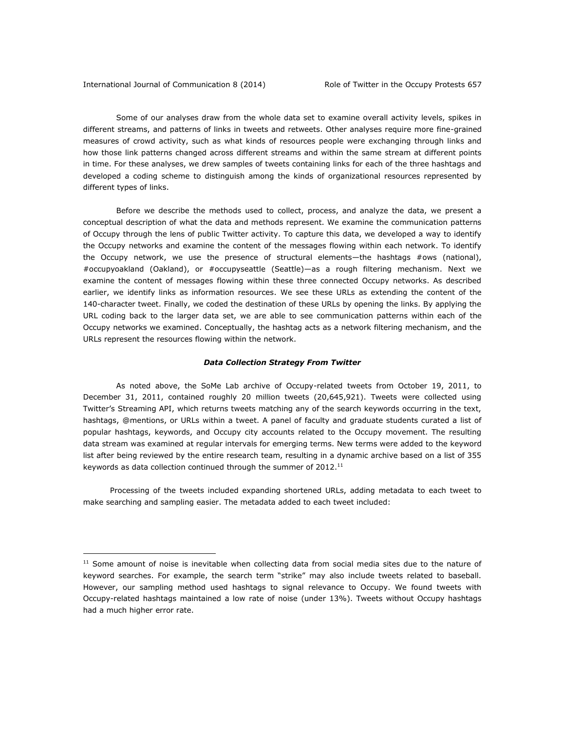Some of our analyses draw from the whole data set to examine overall activity levels, spikes in different streams, and patterns of links in tweets and retweets. Other analyses require more fine-grained measures of crowd activity, such as what kinds of resources people were exchanging through links and how those link patterns changed across different streams and within the same stream at different points in time. For these analyses, we drew samples of tweets containing links for each of the three hashtags and developed a coding scheme to distinguish among the kinds of organizational resources represented by different types of links.

Before we describe the methods used to collect, process, and analyze the data, we present a conceptual description of what the data and methods represent. We examine the communication patterns of Occupy through the lens of public Twitter activity. To capture this data, we developed a way to identify the Occupy networks and examine the content of the messages flowing within each network. To identify the Occupy network, we use the presence of structural elements—the hashtags #ows (national), #occupyoakland (Oakland), or #occupyseattle (Seattle)—as a rough filtering mechanism. Next we examine the content of messages flowing within these three connected Occupy networks. As described earlier, we identify links as information resources. We see these URLs as extending the content of the 140-character tweet. Finally, we coded the destination of these URLs by opening the links. By applying the URL coding back to the larger data set, we are able to see communication patterns within each of the Occupy networks we examined. Conceptually, the hashtag acts as a network filtering mechanism, and the URLs represent the resources flowing within the network.

### ***Data Collection Strategy From Twitter***

As noted above, the SoMe Lab archive of Occupy-related tweets from October 19, 2011, to December 31, 2011, contained roughly 20 million tweets (20,645,921). Tweets were collected using Twitter's Streaming API, which returns tweets matching any of the search keywords occurring in the text, hashtags, @mentions, or URLs within a tweet. A panel of faculty and graduate students curated a list of popular hashtags, keywords, and Occupy city accounts related to the Occupy movement. The resulting data stream was examined at regular intervals for emerging terms. New terms were added to the keyword list after being reviewed by the entire research team, resulting in a dynamic archive based on a list of 355 keywords as data collection continued through the summer of 2012.[11]

Processing of the tweets included expanding shortened URLs, adding metadata to each tweet to make searching and sampling easier. The metadata added to each tweet included:

---

[11] Some amount of noise is inevitable when collecting data from social media sites due to the nature of keyword searches. For example, the search term "strike" may also include tweets related to baseball. However, our sampling method used hashtags to signal relevance to Occupy. We found tweets with Occupy-related hashtags maintained a low rate of noise (under 13%). Tweets without Occupy hashtags had a much higher error rate.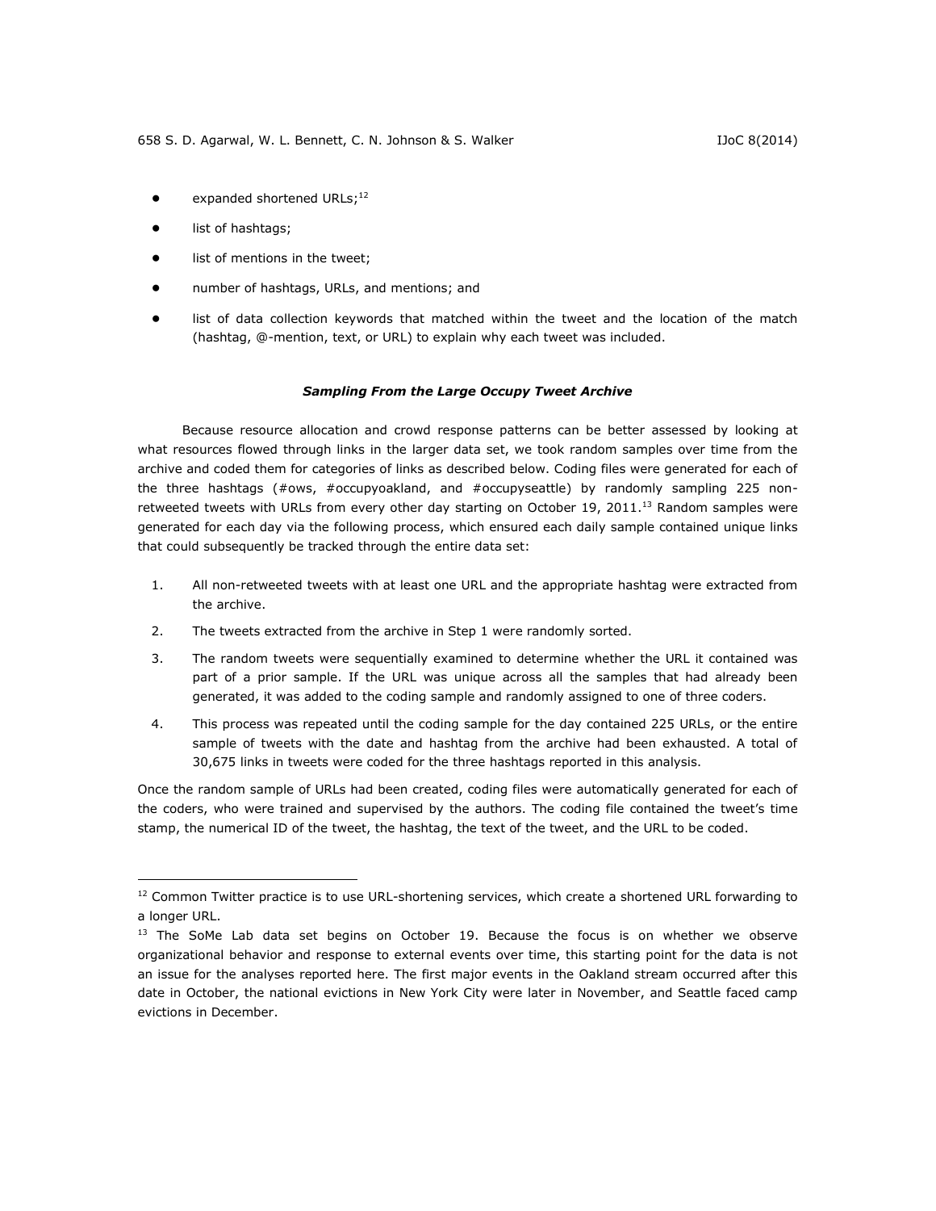- expanded shortened URLs;[12]
- list of hashtags;
- list of mentions in the tweet;
- number of hashtags, URLs, and mentions; and
- list of data collection keywords that matched within the tweet and the location of the match (hashtag, @-mention, text, or URL) to explain why each tweet was included.

### *Sampling From the Large Occupy Tweet Archive*

Because resource allocation and crowd response patterns can be better assessed by looking at what resources flowed through links in the larger data set, we took random samples over time from the archive and coded them for categories of links as described below. Coding files were generated for each of the three hashtags (#ows, #occupyoakland, and #occupyseattle) by randomly sampling 225 non-retweeted tweets with URLs from every other day starting on October 19, 2011.[13] Random samples were generated for each day via the following process, which ensured each daily sample contained unique links that could subsequently be tracked through the entire data set:

1. All non-retweeted tweets with at least one URL and the appropriate hashtag were extracted from the archive.
2. The tweets extracted from the archive in Step 1 were randomly sorted.
3. The random tweets were sequentially examined to determine whether the URL it contained was part of a prior sample. If the URL was unique across all the samples that had already been generated, it was added to the coding sample and randomly assigned to one of three coders.
4. This process was repeated until the coding sample for the day contained 225 URLs, or the entire sample of tweets with the date and hashtag from the archive had been exhausted. A total of 30,675 links in tweets were coded for the three hashtags reported in this analysis.

Once the random sample of URLs had been created, coding files were automatically generated for each of the coders, who were trained and supervised by the authors. The coding file contained the tweet's time stamp, the numerical ID of the tweet, the hashtag, the text of the tweet, and the URL to be coded.

---

[12] Common Twitter practice is to use URL-shortening services, which create a shortened URL forwarding to a longer URL.

[13] The SoMe Lab data set begins on October 19. Because the focus is on whether we observe organizational behavior and response to external events over time, this starting point for the data is not an issue for the analyses reported here. The first major events in the Oakland stream occurred after this date in October, the national evictions in New York City were later in November, and Seattle faced camp evictions in December.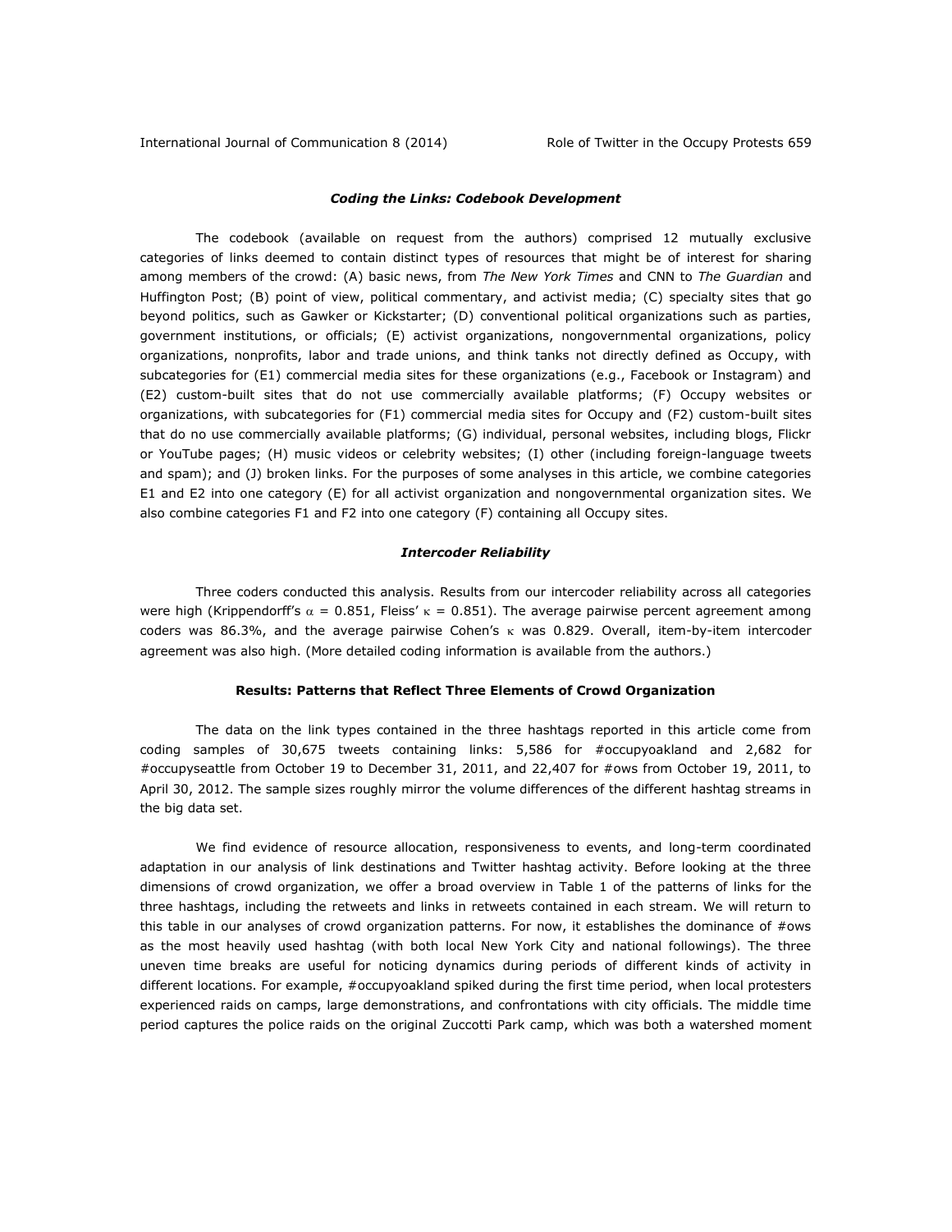### *Coding the Links: Codebook Development*

The codebook (available on request from the authors) comprised 12 mutually exclusive categories of links deemed to contain distinct types of resources that might be of interest for sharing among members of the crowd: (A) basic news, from *The New York Times* and CNN to *The Guardian* and Huffington Post; (B) point of view, political commentary, and activist media; (C) specialty sites that go beyond politics, such as Gawker or Kickstarter; (D) conventional political organizations such as parties, government institutions, or officials; (E) activist organizations, nongovernmental organizations, policy organizations, nonprofits, labor and trade unions, and think tanks not directly defined as Occupy, with subcategories for (E1) commercial media sites for these organizations (e.g., Facebook or Instagram) and (E2) custom-built sites that do not use commercially available platforms; (F) Occupy websites or organizations, with subcategories for (F1) commercial media sites for Occupy and (F2) custom-built sites that do no use commercially available platforms; (G) individual, personal websites, including blogs, Flickr or YouTube pages; (H) music videos or celebrity websites; (I) other (including foreign-language tweets and spam); and (J) broken links. For the purposes of some analyses in this article, we combine categories E1 and E2 into one category (E) for all activist organization and nongovernmental organization sites. We also combine categories F1 and F2 into one category (F) containing all Occupy sites.

### *Intercoder Reliability*

Three coders conducted this analysis. Results from our intercoder reliability across all categories were high (Krippendorff's $\alpha$ = 0.851, Fleiss' $\kappa$ = 0.851). The average pairwise percent agreement among coders was 86.3%, and the average pairwise Cohen's $\kappa$ was 0.829. Overall, item-by-item intercoder agreement was also high. (More detailed coding information is available from the authors.)

## Results: Patterns that Reflect Three Elements of Crowd Organization

The data on the link types contained in the three hashtags reported in this article come from coding samples of 30,675 tweets containing links: 5,586 for #occupyoakland and 2,682 for #occupyseattle from October 19 to December 31, 2011, and 22,407 for #ows from October 19, 2011, to April 30, 2012. The sample sizes roughly mirror the volume differences of the different hashtag streams in the big data set.

We find evidence of resource allocation, responsiveness to events, and long-term coordinated adaptation in our analysis of link destinations and Twitter hashtag activity. Before looking at the three dimensions of crowd organization, we offer a broad overview in Table 1 of the patterns of links for the three hashtags, including the retweets and links in retweets contained in each stream. We will return to this table in our analyses of crowd organization patterns. For now, it establishes the dominance of #ows as the most heavily used hashtag (with both local New York City and national followings). The three uneven time breaks are useful for noticing dynamics during periods of different kinds of activity in different locations. For example, #occupyoakland spiked during the first time period, when local protesters experienced raids on camps, large demonstrations, and confrontations with city officials. The middle time period captures the police raids on the original Zuccotti Park camp, which was both a watershed moment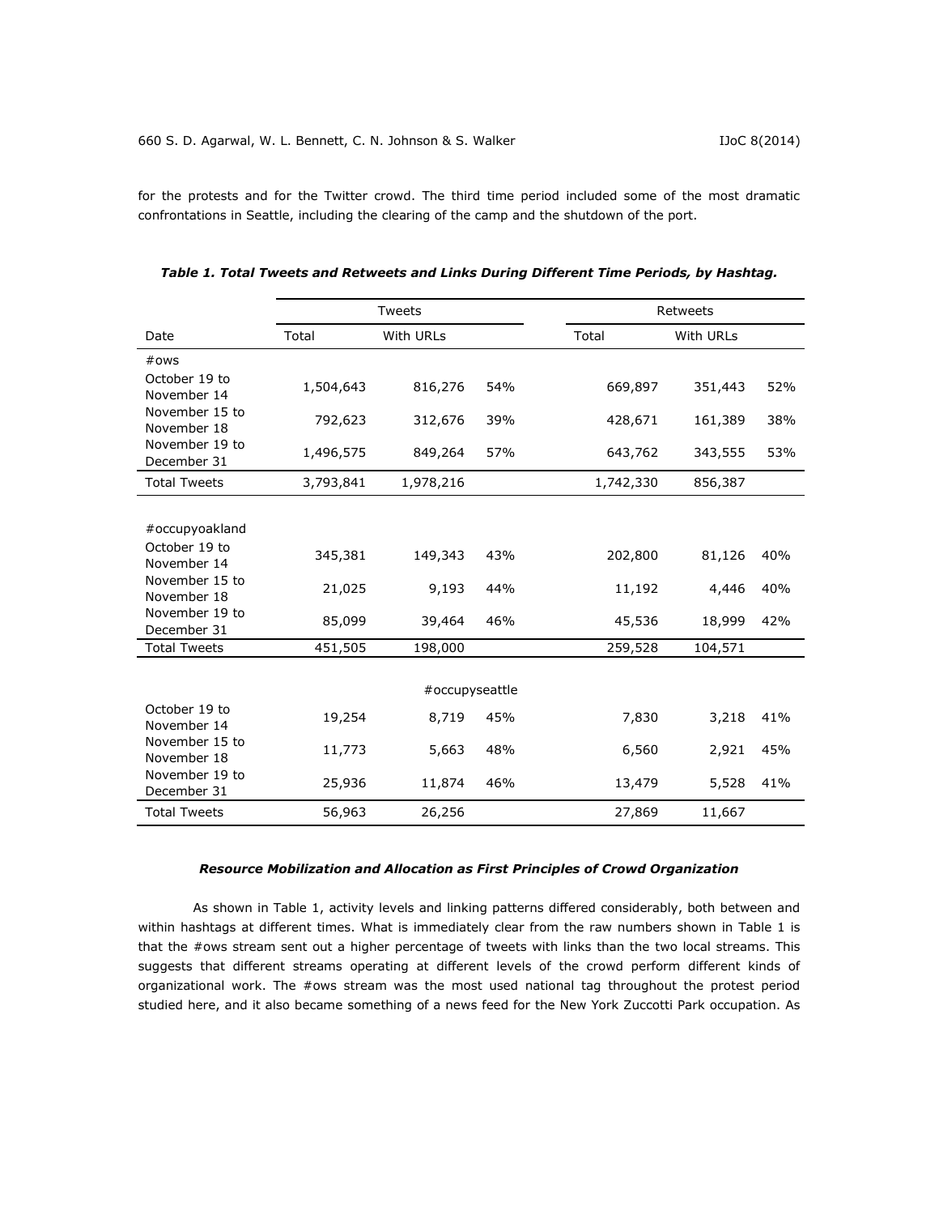for the protests and for the Twitter crowd. The third time period included some of the most dramatic confrontations in Seattle, including the clearing of the camp and the shutdown of the port.

***Table 1. Total Tweets and Retweets and Links During Different Time Periods, by Hashtag.***

| | Tweets | | | Retweets | | |
|---|---|---|---|---|---|---|
| Date | Total | With URLs | | Total | With URLs | |
| #ows | | | | | | |
| October 19 to November 14 | 1,504,643 | 816,276 | 54% | 669,897 | 351,443 | 52% |
| November 15 to November 18 | 792,623 | 312,676 | 39% | 428,671 | 161,389 | 38% |
| November 19 to December 31 | 1,496,575 | 849,264 | 57% | 643,762 | 343,555 | 53% |
| Total Tweets | 3,793,841 | 1,978,216 | | 1,742,330 | 856,387 | |
| #occupyoakland | | | | | | |
| October 19 to November 14 | 345,381 | 149,343 | 43% | 202,800 | 81,126 | 40% |
| November 15 to November 18 | 21,025 | 9,193 | 44% | 11,192 | 4,446 | 40% |
| November 19 to December 31 | 85,099 | 39,464 | 46% | 45,536 | 18,999 | 42% |
| Total Tweets | 451,505 | 198,000 | | 259,528 | 104,571 | |
| #occupyseattle | | | | | | |
| October 19 to November 14 | 19,254 | 8,719 | 45% | 7,830 | 3,218 | 41% |
| November 15 to November 18 | 11,773 | 5,663 | 48% | 6,560 | 2,921 | 45% |
| November 19 to December 31 | 25,936 | 11,874 | 46% | 13,479 | 5,528 | 41% |
| Total Tweets | 56,963 | 26,256 | | 27,869 | 11,667 | |

### *Resource Mobilization and Allocation as First Principles of Crowd Organization*

As shown in Table 1, activity levels and linking patterns differed considerably, both between and within hashtags at different times. What is immediately clear from the raw numbers shown in Table 1 is that the #ows stream sent out a higher percentage of tweets with links than the two local streams. This suggests that different streams operating at different levels of the crowd perform different kinds of organizational work. The #ows stream was the most used national tag throughout the protest period studied here, and it also became something of a news feed for the New York Zuccotti Park occupation. As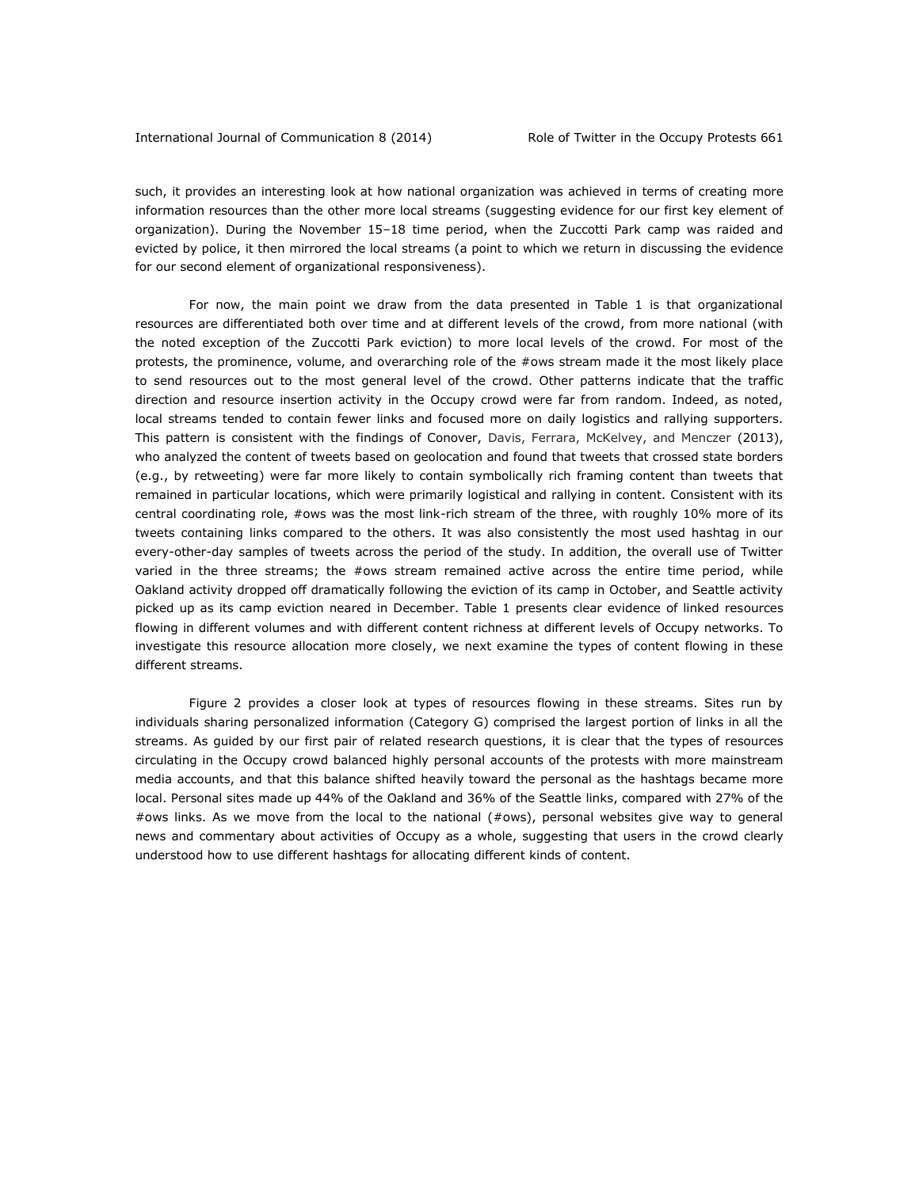such, it provides an interesting look at how national organization was achieved in terms of creating more information resources than the other more local streams (suggesting evidence for our first key element of organization). During the November 15–18 time period, when the Zuccotti Park camp was raided and evicted by police, it then mirrored the local streams (a point to which we return in discussing the evidence for our second element of organizational responsiveness).

For now, the main point we draw from the data presented in Table 1 is that organizational resources are differentiated both over time and at different levels of the crowd, from more national (with the noted exception of the Zuccotti Park eviction) to more local levels of the crowd. For most of the protests, the prominence, volume, and overarching role of the #ows stream made it the most likely place to send resources out to the most general level of the crowd. Other patterns indicate that the traffic direction and resource insertion activity in the Occupy crowd were far from random. Indeed, as noted, local streams tended to contain fewer links and focused more on daily logistics and rallying supporters. This pattern is consistent with the findings of Conover, Davis, Ferrara, McKelvey, and Menczer (2013), who analyzed the content of tweets based on geolocation and found that tweets that crossed state borders (e.g., by retweeting) were far more likely to contain symbolically rich framing content than tweets that remained in particular locations, which were primarily logistical and rallying in content. Consistent with its central coordinating role, #ows was the most link-rich stream of the three, with roughly 10% more of its tweets containing links compared to the others. It was also consistently the most used hashtag in our every-other-day samples of tweets across the period of the study. In addition, the overall use of Twitter varied in the three streams; the #ows stream remained active across the entire time period, while Oakland activity dropped off dramatically following the eviction of its camp in October, and Seattle activity picked up as its camp eviction neared in December. Table 1 presents clear evidence of linked resources flowing in different volumes and with different content richness at different levels of Occupy networks. To investigate this resource allocation more closely, we next examine the types of content flowing in these different streams.

Figure 2 provides a closer look at types of resources flowing in these streams. Sites run by individuals sharing personalized information (Category G) comprised the largest portion of links in all the streams. As guided by our first pair of related research questions, it is clear that the types of resources circulating in the Occupy crowd balanced highly personal accounts of the protests with more mainstream media accounts, and that this balance shifted heavily toward the personal as the hashtags became more local. Personal sites made up 44% of the Oakland and 36% of the Seattle links, compared with 27% of the #ows links. As we move from the local to the national (#ows), personal websites give way to general news and commentary about activities of Occupy as a whole, suggesting that users in the crowd clearly understood how to use different hashtags for allocating different kinds of content.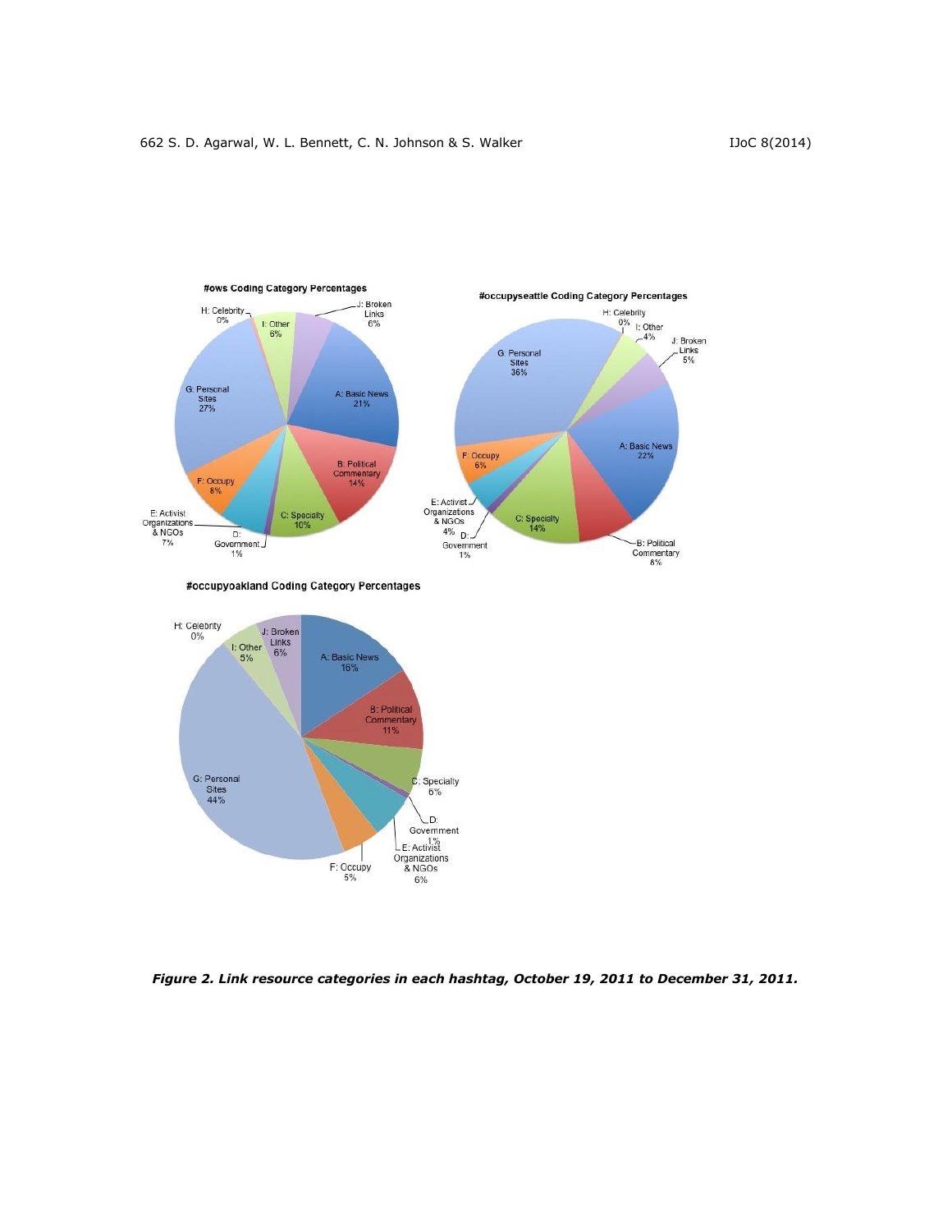*Figure 2. Link resource categories in each hashtag, October 19, 2011 to December 31, 2011.*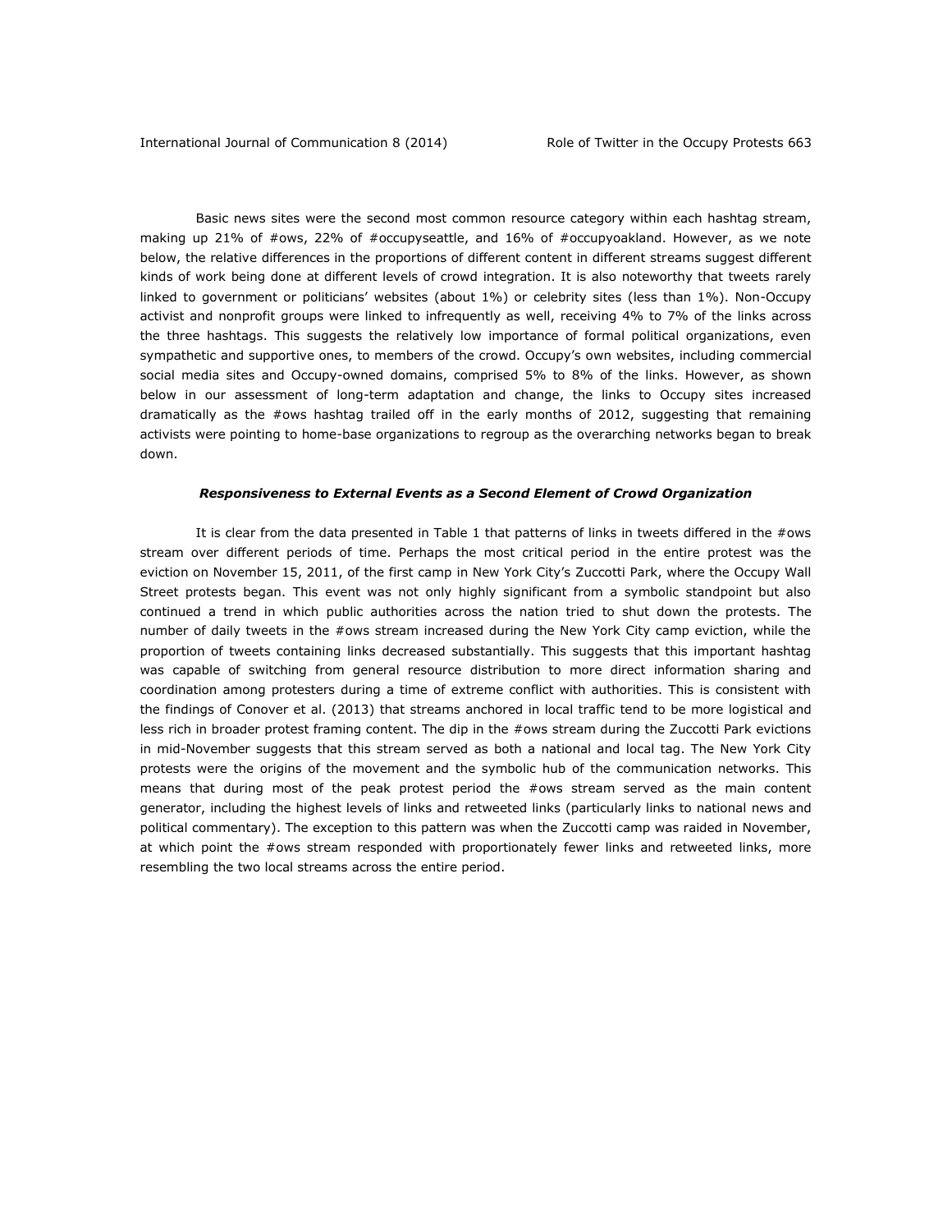Basic news sites were the second most common resource category within each hashtag stream, making up 21% of #ows, 22% of #occupyseattle, and 16% of #occupyoakland. However, as we note below, the relative differences in the proportions of different content in different streams suggest different kinds of work being done at different levels of crowd integration. It is also noteworthy that tweets rarely linked to government or politicians' websites (about 1%) or celebrity sites (less than 1%). Non-Occupy activist and nonprofit groups were linked to infrequently as well, receiving 4% to 7% of the links across the three hashtags. This suggests the relatively low importance of formal political organizations, even sympathetic and supportive ones, to members of the crowd. Occupy's own websites, including commercial social media sites and Occupy-owned domains, comprised 5% to 8% of the links. However, as shown below in our assessment of long-term adaptation and change, the links to Occupy sites increased dramatically as the #ows hashtag trailed off in the early months of 2012, suggesting that remaining activists were pointing to home-base organizations to regroup as the overarching networks began to break down.

### ***Responsiveness to External Events as a Second Element of Crowd Organization***

It is clear from the data presented in Table 1 that patterns of links in tweets differed in the #ows stream over different periods of time. Perhaps the most critical period in the entire protest was the eviction on November 15, 2011, of the first camp in New York City's Zuccotti Park, where the Occupy Wall Street protests began. This event was not only highly significant from a symbolic standpoint but also continued a trend in which public authorities across the nation tried to shut down the protests. The number of daily tweets in the #ows stream increased during the New York City camp eviction, while the proportion of tweets containing links decreased substantially. This suggests that this important hashtag was capable of switching from general resource distribution to more direct information sharing and coordination among protesters during a time of extreme conflict with authorities. This is consistent with the findings of Conover et al. (2013) that streams anchored in local traffic tend to be more logistical and less rich in broader protest framing content. The dip in the #ows stream during the Zuccotti Park evictions in mid-November suggests that this stream served as both a national and local tag. The New York City protests were the origins of the movement and the symbolic hub of the communication networks. This means that during most of the peak protest period the #ows stream served as the main content generator, including the highest levels of links and retweeted links (particularly links to national news and political commentary). The exception to this pattern was when the Zuccotti camp was raided in November, at which point the #ows stream responded with proportionately fewer links and retweeted links, more resembling the two local streams across the entire period.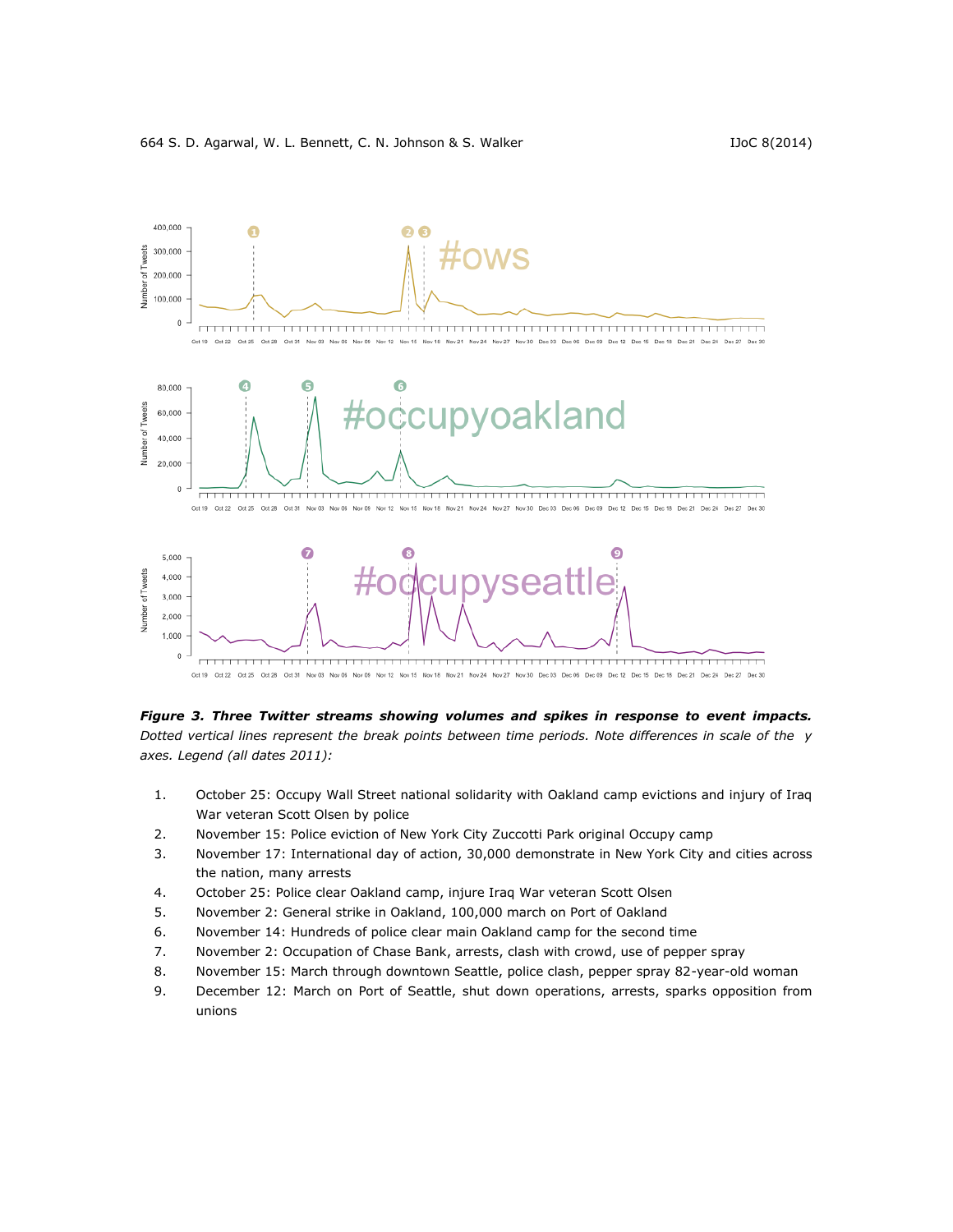***Figure 3. Three Twitter streams showing volumes and spikes in response to event impacts.*** *Dotted vertical lines represent the break points between time periods. Note differences in scale of the y axes. Legend (all dates 2011):*

1. October 25: Occupy Wall Street national solidarity with Oakland camp evictions and injury of Iraq War veteran Scott Olsen by police
2. November 15: Police eviction of New York City Zuccotti Park original Occupy camp
3. November 17: International day of action, 30,000 demonstrate in New York City and cities across the nation, many arrests
4. October 25: Police clear Oakland camp, injure Iraq War veteran Scott Olsen
5. November 2: General strike in Oakland, 100,000 march on Port of Oakland
6. November 14: Hundreds of police clear main Oakland camp for the second time
7. November 2: Occupation of Chase Bank, arrests, clash with crowd, use of pepper spray
8. November 15: March through downtown Seattle, police clash, pepper spray 82-year-old woman
9. December 12: March on Port of Seattle, shut down operations, arrests, sparks opposition from unions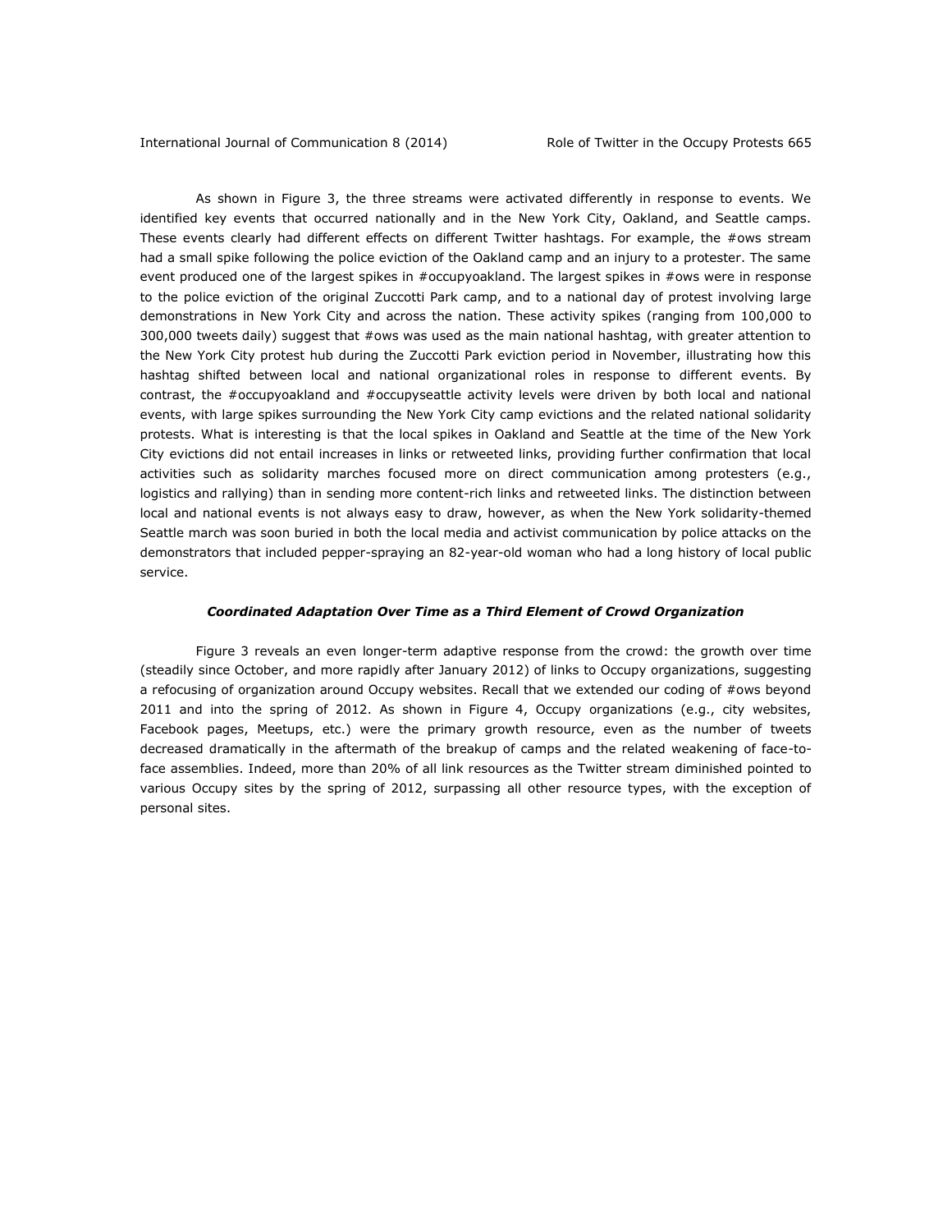As shown in Figure 3, the three streams were activated differently in response to events. We identified key events that occurred nationally and in the New York City, Oakland, and Seattle camps. These events clearly had different effects on different Twitter hashtags. For example, the #ows stream had a small spike following the police eviction of the Oakland camp and an injury to a protester. The same event produced one of the largest spikes in #occupyoakland. The largest spikes in #ows were in response to the police eviction of the original Zuccotti Park camp, and to a national day of protest involving large demonstrations in New York City and across the nation. These activity spikes (ranging from 100,000 to 300,000 tweets daily) suggest that #ows was used as the main national hashtag, with greater attention to the New York City protest hub during the Zuccotti Park eviction period in November, illustrating how this hashtag shifted between local and national organizational roles in response to different events. By contrast, the #occupyoakland and #occupyseattle activity levels were driven by both local and national events, with large spikes surrounding the New York City camp evictions and the related national solidarity protests. What is interesting is that the local spikes in Oakland and Seattle at the time of the New York City evictions did not entail increases in links or retweeted links, providing further confirmation that local activities such as solidarity marches focused more on direct communication among protesters (e.g., logistics and rallying) than in sending more content-rich links and retweeted links. The distinction between local and national events is not always easy to draw, however, as when the New York solidarity-themed Seattle march was soon buried in both the local media and activist communication by police attacks on the demonstrators that included pepper-spraying an 82-year-old woman who had a long history of local public service.

### ***Coordinated Adaptation Over Time as a Third Element of Crowd Organization***

Figure 3 reveals an even longer-term adaptive response from the crowd: the growth over time (steadily since October, and more rapidly after January 2012) of links to Occupy organizations, suggesting a refocusing of organization around Occupy websites. Recall that we extended our coding of #ows beyond 2011 and into the spring of 2012. As shown in Figure 4, Occupy organizations (e.g., city websites, Facebook pages, Meetups, etc.) were the primary growth resource, even as the number of tweets decreased dramatically in the aftermath of the breakup of camps and the related weakening of face-to-face assemblies. Indeed, more than 20% of all link resources as the Twitter stream diminished pointed to various Occupy sites by the spring of 2012, surpassing all other resource types, with the exception of personal sites.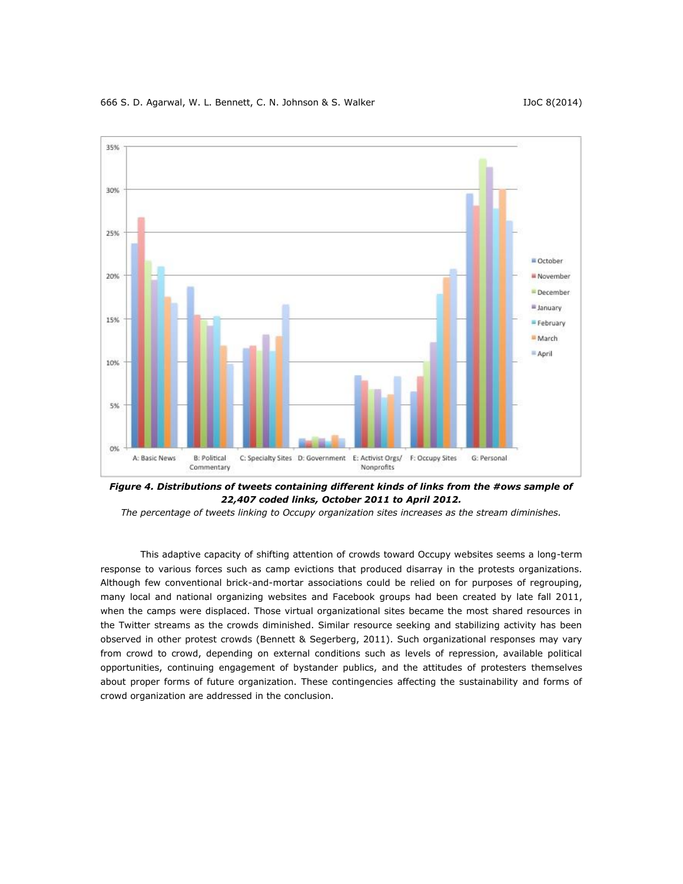***Figure 4. Distributions of tweets containing different kinds of links from the #ows sample of 22,407 coded links, October 2011 to April 2012.***

*The percentage of tweets linking to Occupy organization sites increases as the stream diminishes.*

This adaptive capacity of shifting attention of crowds toward Occupy websites seems a long-term response to various forces such as camp evictions that produced disarray in the protests organizations. Although few conventional brick-and-mortar associations could be relied on for purposes of regrouping, many local and national organizing websites and Facebook groups had been created by late fall 2011, when the camps were displaced. Those virtual organizational sites became the most shared resources in the Twitter streams as the crowds diminished. Similar resource seeking and stabilizing activity has been observed in other protest crowds (Bennett & Segerberg, 2011). Such organizational responses may vary from crowd to crowd, depending on external conditions such as levels of repression, available political opportunities, continuing engagement of bystander publics, and the attitudes of protesters themselves about proper forms of future organization. These contingencies affecting the sustainability and forms of crowd organization are addressed in the conclusion.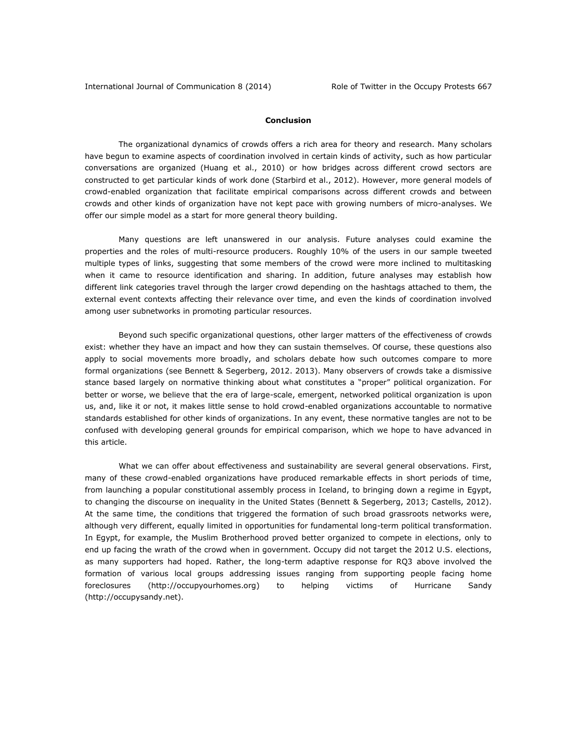## Conclusion

The organizational dynamics of crowds offers a rich area for theory and research. Many scholars have begun to examine aspects of coordination involved in certain kinds of activity, such as how particular conversations are organized (Huang et al., 2010) or how bridges across different crowd sectors are constructed to get particular kinds of work done (Starbird et al., 2012). However, more general models of crowd-enabled organization that facilitate empirical comparisons across different crowds and between crowds and other kinds of organization have not kept pace with growing numbers of micro-analyses. We offer our simple model as a start for more general theory building.

Many questions are left unanswered in our analysis. Future analyses could examine the properties and the roles of multi-resource producers. Roughly 10% of the users in our sample tweeted multiple types of links, suggesting that some members of the crowd were more inclined to multitasking when it came to resource identification and sharing. In addition, future analyses may establish how different link categories travel through the larger crowd depending on the hashtags attached to them, the external event contexts affecting their relevance over time, and even the kinds of coordination involved among user subnetworks in promoting particular resources.

Beyond such specific organizational questions, other larger matters of the effectiveness of crowds exist: whether they have an impact and how they can sustain themselves. Of course, these questions also apply to social movements more broadly, and scholars debate how such outcomes compare to more formal organizations (see Bennett & Segerberg, 2012. 2013). Many observers of crowds take a dismissive stance based largely on normative thinking about what constitutes a "proper" political organization. For better or worse, we believe that the era of large-scale, emergent, networked political organization is upon us, and, like it or not, it makes little sense to hold crowd-enabled organizations accountable to normative standards established for other kinds of organizations. In any event, these normative tangles are not to be confused with developing general grounds for empirical comparison, which we hope to have advanced in this article.

What we can offer about effectiveness and sustainability are several general observations. First, many of these crowd-enabled organizations have produced remarkable effects in short periods of time, from launching a popular constitutional assembly process in Iceland, to bringing down a regime in Egypt, to changing the discourse on inequality in the United States (Bennett & Segerberg, 2013; Castells, 2012). At the same time, the conditions that triggered the formation of such broad grassroots networks were, although very different, equally limited in opportunities for fundamental long-term political transformation. In Egypt, for example, the Muslim Brotherhood proved better organized to compete in elections, only to end up facing the wrath of the crowd when in government. Occupy did not target the 2012 U.S. elections, as many supporters had hoped. Rather, the long-term adaptive response for RQ3 above involved the formation of various local groups addressing issues ranging from supporting people facing home foreclosures (http://occupyourhomes.org) to helping victims of Hurricane Sandy (http://occupysandy.net).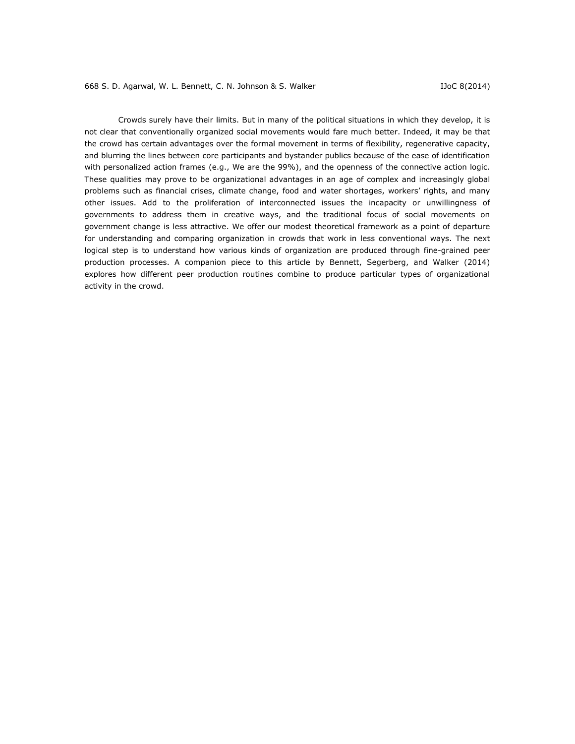Crowds surely have their limits. But in many of the political situations in which they develop, it is not clear that conventionally organized social movements would fare much better. Indeed, it may be that the crowd has certain advantages over the formal movement in terms of flexibility, regenerative capacity, and blurring the lines between core participants and bystander publics because of the ease of identification with personalized action frames (e.g., We are the 99%), and the openness of the connective action logic. These qualities may prove to be organizational advantages in an age of complex and increasingly global problems such as financial crises, climate change, food and water shortages, workers' rights, and many other issues. Add to the proliferation of interconnected issues the incapacity or unwillingness of governments to address them in creative ways, and the traditional focus of social movements on government change is less attractive. We offer our modest theoretical framework as a point of departure for understanding and comparing organization in crowds that work in less conventional ways. The next logical step is to understand how various kinds of organization are produced through fine-grained peer production processes. A companion piece to this article by Bennett, Segerberg, and Walker (2014) explores how different peer production routines combine to produce particular types of organizational activity in the crowd.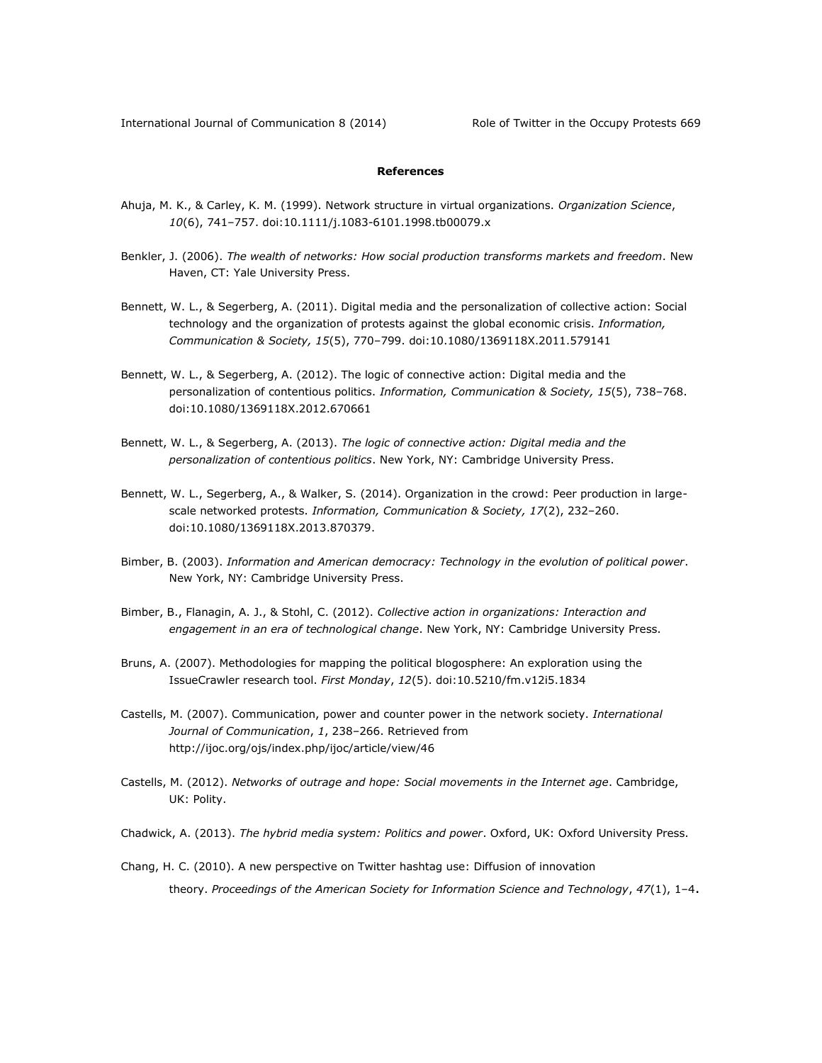**References**

Ahuja, M. K., & Carley, K. M. (1999). Network structure in virtual organizations. *Organization Science*, *10*(6), 741–757. doi:10.1111/j.1083-6101.1998.tb00079.x

Benkler, J. (2006). *The wealth of networks: How social production transforms markets and freedom*. New Haven, CT: Yale University Press.

Bennett, W. L., & Segerberg, A. (2011). Digital media and the personalization of collective action: Social technology and the organization of protests against the global economic crisis. *Information, Communication & Society, 15*(5), 770–799. doi:10.1080/1369118X.2011.579141

Bennett, W. L., & Segerberg, A. (2012). The logic of connective action: Digital media and the personalization of contentious politics. *Information, Communication & Society, 15*(5), 738–768. doi:10.1080/1369118X.2012.670661

Bennett, W. L., & Segerberg, A. (2013). *The logic of connective action: Digital media and the personalization of contentious politics*. New York, NY: Cambridge University Press.

Bennett, W. L., Segerberg, A., & Walker, S. (2014). Organization in the crowd: Peer production in large-scale networked protests. *Information, Communication & Society, 17*(2), 232–260. doi:10.1080/1369118X.2013.870379.

Bimber, B. (2003). *Information and American democracy: Technology in the evolution of political power*. New York, NY: Cambridge University Press.

Bimber, B., Flanagin, A. J., & Stohl, C. (2012). *Collective action in organizations: Interaction and engagement in an era of technological change*. New York, NY: Cambridge University Press.

Bruns, A. (2007). Methodologies for mapping the political blogosphere: An exploration using the IssueCrawler research tool. *First Monday*, *12*(5). doi:10.5210/fm.v12i5.1834

Castells, M. (2007). Communication, power and counter power in the network society. *International Journal of Communication*, *1*, 238–266. Retrieved from http://ijoc.org/ojs/index.php/ijoc/article/view/46

Castells, M. (2012). *Networks of outrage and hope: Social movements in the Internet age*. Cambridge, UK: Polity.

Chadwick, A. (2013). *The hybrid media system: Politics and power*. Oxford, UK: Oxford University Press.

Chang, H. C. (2010). A new perspective on Twitter hashtag use: Diffusion of innovation theory. *Proceedings of the American Society for Information Science and Technology*, *47*(1), 1–4.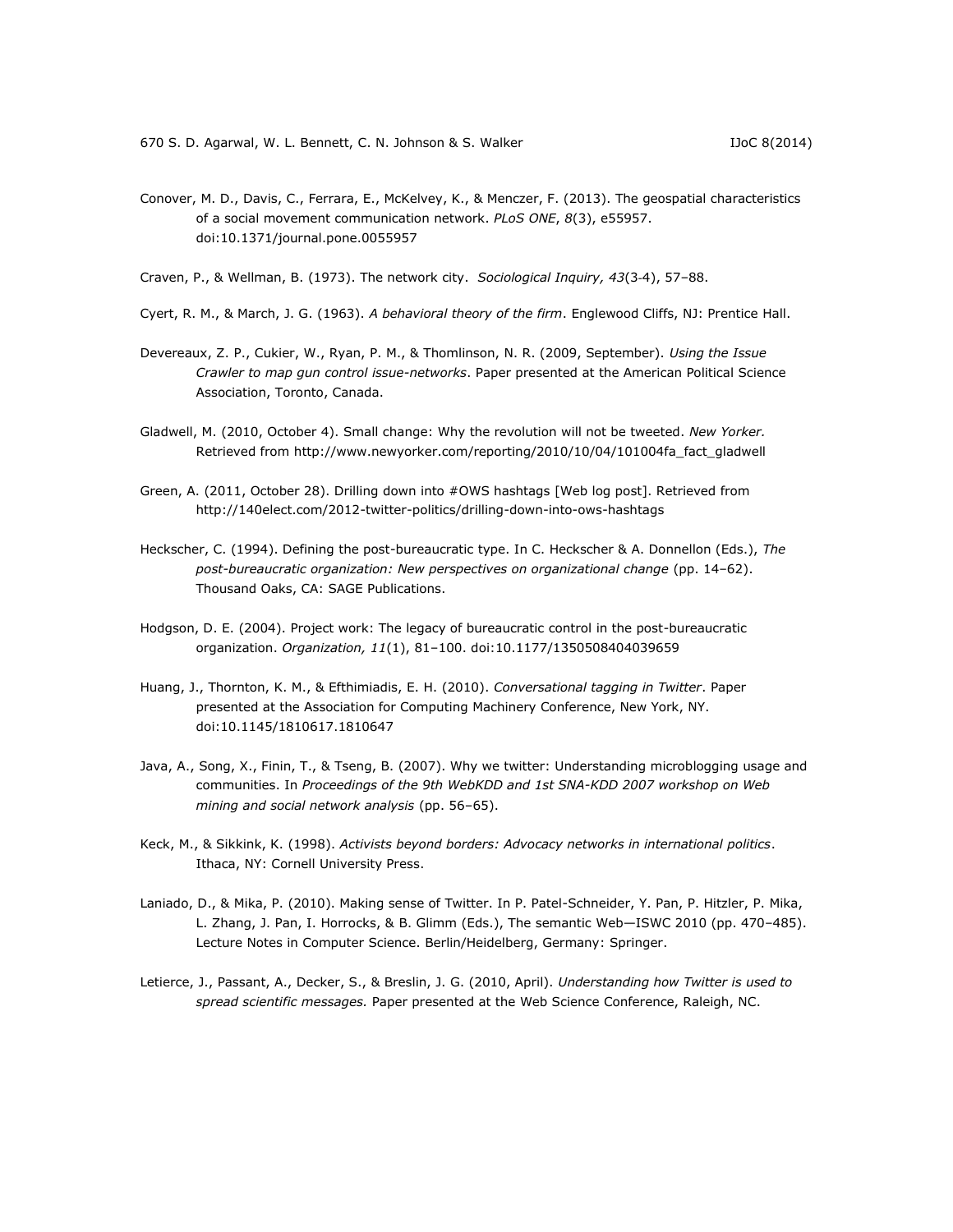Conover, M. D., Davis, C., Ferrara, E., McKelvey, K., & Menczer, F. (2013). The geospatial characteristics of a social movement communication network. *PLoS ONE*, *8*(3), e55957. doi:10.1371/journal.pone.0055957

Craven, P., & Wellman, B. (1973). The network city. *Sociological Inquiry, 43*(3-4), 57–88.

Cyert, R. M., & March, J. G. (1963). *A behavioral theory of the firm*. Englewood Cliffs, NJ: Prentice Hall.

Devereaux, Z. P., Cukier, W., Ryan, P. M., & Thomlinson, N. R. (2009, September). *Using the Issue Crawler to map gun control issue-networks*. Paper presented at the American Political Science Association, Toronto, Canada.

Gladwell, M. (2010, October 4). Small change: Why the revolution will not be tweeted. *New Yorker.* Retrieved from http://www.newyorker.com/reporting/2010/10/04/101004fa_fact_gladwell

Green, A. (2011, October 28). Drilling down into #OWS hashtags [Web log post]. Retrieved from http://140elect.com/2012-twitter-politics/drilling-down-into-ows-hashtags

Heckscher, C. (1994). Defining the post-bureaucratic type. In C. Heckscher & A. Donnellon (Eds.), *The post-bureaucratic organization: New perspectives on organizational change* (pp. 14–62). Thousand Oaks, CA: SAGE Publications.

Hodgson, D. E. (2004). Project work: The legacy of bureaucratic control in the post-bureaucratic organization. *Organization, 11*(1), 81–100. doi:10.1177/1350508404039659

Huang, J., Thornton, K. M., & Efthimiadis, E. H. (2010). *Conversational tagging in Twitter*. Paper presented at the Association for Computing Machinery Conference, New York, NY. doi:10.1145/1810617.1810647

Java, A., Song, X., Finin, T., & Tseng, B. (2007). Why we twitter: Understanding microblogging usage and communities. In *Proceedings of the 9th WebKDD and 1st SNA-KDD 2007 workshop on Web mining and social network analysis* (pp. 56–65).

Keck, M., & Sikkink, K. (1998). *Activists beyond borders: Advocacy networks in international politics*. Ithaca, NY: Cornell University Press.

Laniado, D., & Mika, P. (2010). Making sense of Twitter. In P. Patel-Schneider, Y. Pan, P. Hitzler, P. Mika, L. Zhang, J. Pan, I. Horrocks, & B. Glimm (Eds.), The semantic Web—ISWC 2010 (pp. 470–485). Lecture Notes in Computer Science. Berlin/Heidelberg, Germany: Springer.

Letierce, J., Passant, A., Decker, S., & Breslin, J. G. (2010, April). *Understanding how Twitter is used to spread scientific messages.* Paper presented at the Web Science Conference, Raleigh, NC.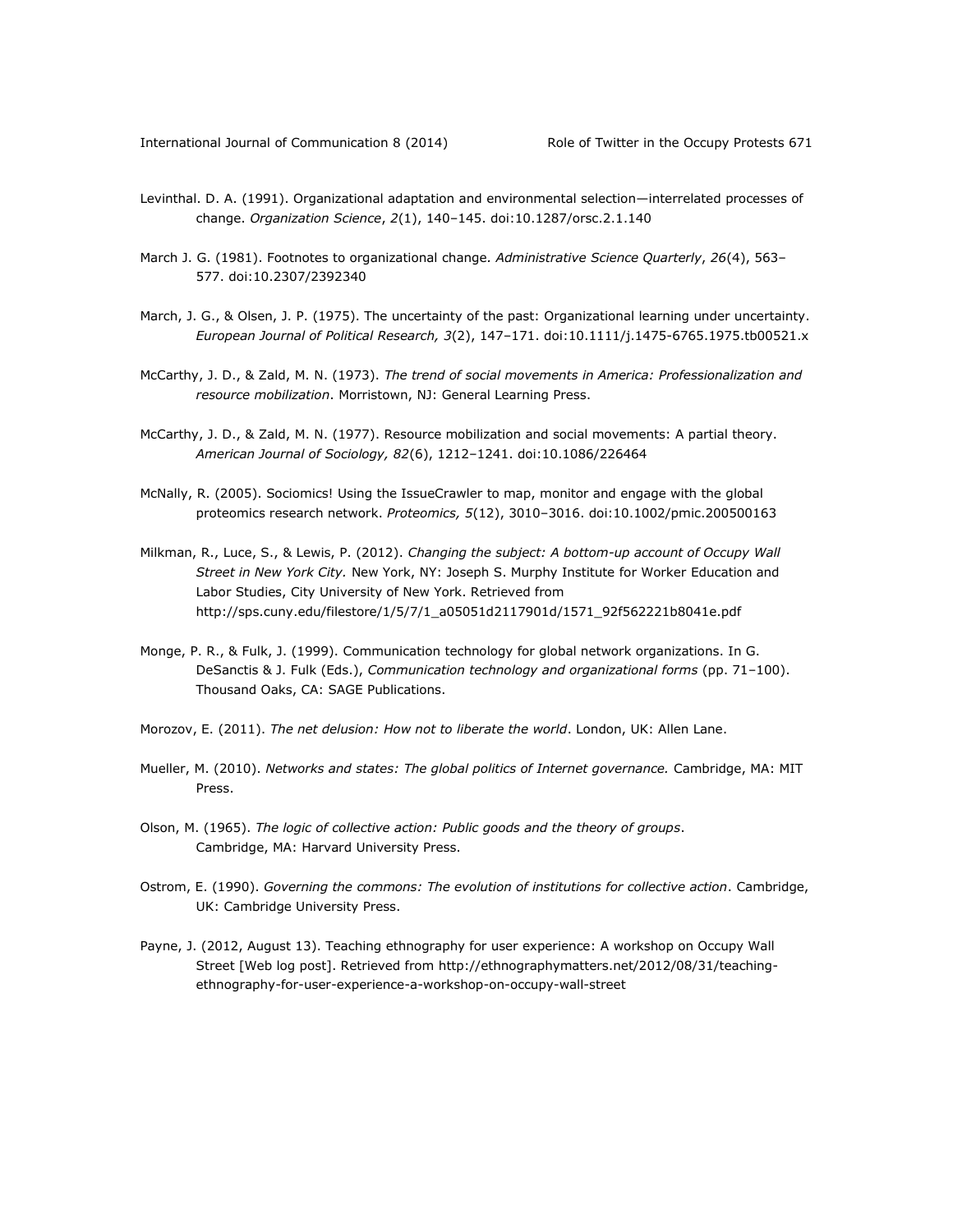Levinthal. D. A. (1991). Organizational adaptation and environmental selection—interrelated processes of change. *Organization Science*, *2*(1), 140–145. doi:10.1287/orsc.2.1.140

March J. G. (1981). Footnotes to organizational change. *Administrative Science Quarterly*, *26*(4), 563–577. doi:10.2307/2392340

March, J. G., & Olsen, J. P. (1975). The uncertainty of the past: Organizational learning under uncertainty. *European Journal of Political Research, 3*(2), 147–171. doi:10.1111/j.1475-6765.1975.tb00521.x

McCarthy, J. D., & Zald, M. N. (1973). *The trend of social movements in America: Professionalization and resource mobilization*. Morristown, NJ: General Learning Press.

McCarthy, J. D., & Zald, M. N. (1977). Resource mobilization and social movements: A partial theory. *American Journal of Sociology, 82*(6), 1212–1241. doi:10.1086/226464

McNally, R. (2005). Sociomics! Using the IssueCrawler to map, monitor and engage with the global proteomics research network. *Proteomics, 5*(12), 3010–3016. doi:10.1002/pmic.200500163

Milkman, R., Luce, S., & Lewis, P. (2012). *Changing the subject: A bottom-up account of Occupy Wall Street in New York City.* New York, NY: Joseph S. Murphy Institute for Worker Education and Labor Studies, City University of New York. Retrieved from http://sps.cuny.edu/filestore/1/5/7/1_a05051d2117901d/1571_92f562221b8041e.pdf

Monge, P. R., & Fulk, J. (1999). Communication technology for global network organizations. In G. DeSanctis & J. Fulk (Eds.), *Communication technology and organizational forms* (pp. 71–100). Thousand Oaks, CA: SAGE Publications.

Morozov, E. (2011). *The net delusion: How not to liberate the world*. London, UK: Allen Lane.

Mueller, M. (2010). *Networks and states: The global politics of Internet governance.* Cambridge, MA: MIT Press.

Olson, M. (1965). *The logic of collective action: Public goods and the theory of groups*. Cambridge, MA: Harvard University Press.

Ostrom, E. (1990). *Governing the commons: The evolution of institutions for collective action*. Cambridge, UK: Cambridge University Press.

Payne, J. (2012, August 13). Teaching ethnography for user experience: A workshop on Occupy Wall Street [Web log post]. Retrieved from http://ethnographymatters.net/2012/08/31/teaching-ethnography-for-user-experience-a-workshop-on-occupy-wall-street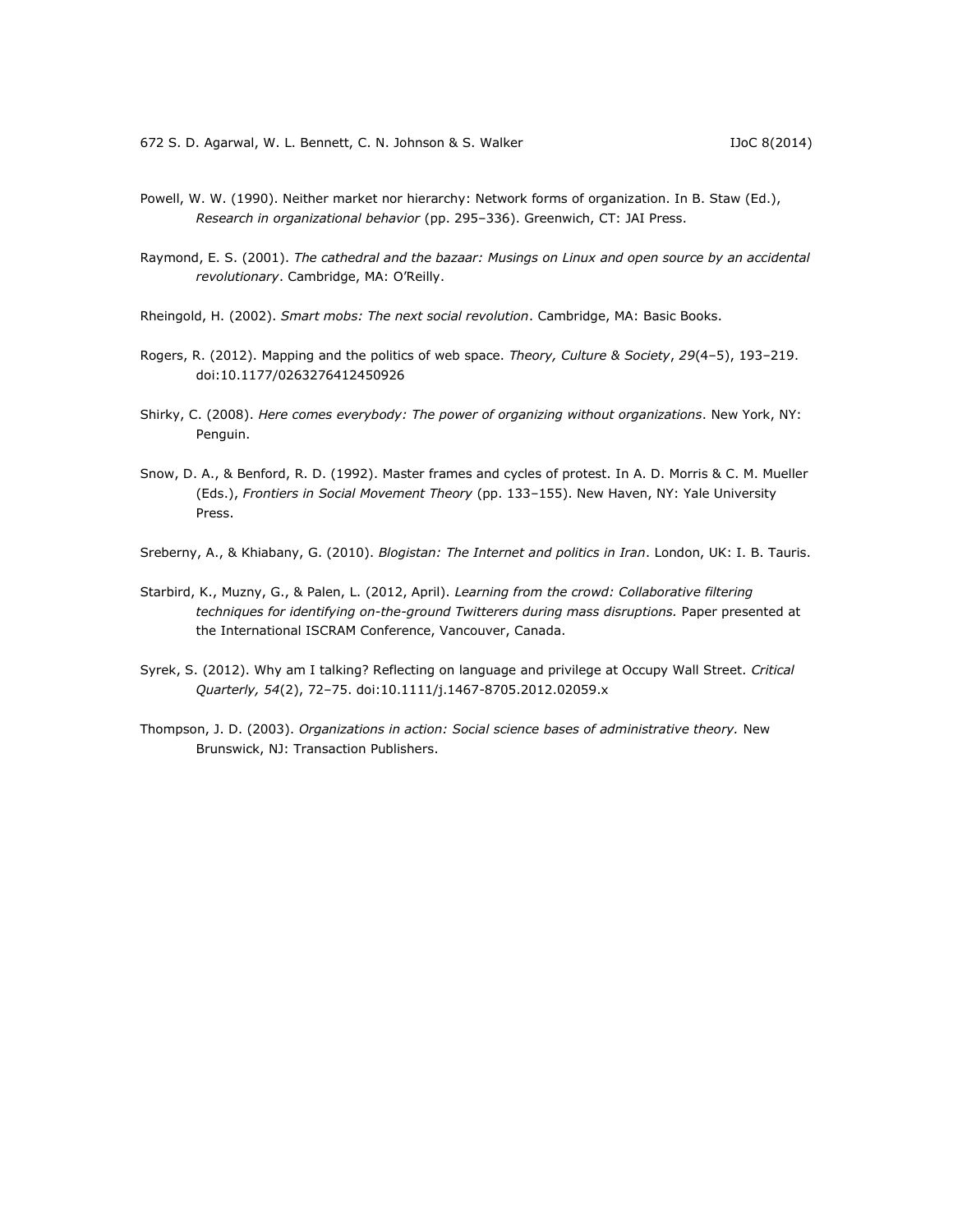Powell, W. W. (1990). Neither market nor hierarchy: Network forms of organization. In B. Staw (Ed.), *Research in organizational behavior* (pp. 295–336). Greenwich, CT: JAI Press.

Raymond, E. S. (2001). *The cathedral and the bazaar: Musings on Linux and open source by an accidental revolutionary*. Cambridge, MA: O'Reilly.

Rheingold, H. (2002). *Smart mobs: The next social revolution*. Cambridge, MA: Basic Books.

Rogers, R. (2012). Mapping and the politics of web space. *Theory, Culture & Society*, *29*(4–5), 193–219. doi:10.1177/0263276412450926

Shirky, C. (2008). *Here comes everybody: The power of organizing without organizations*. New York, NY: Penguin.

Snow, D. A., & Benford, R. D. (1992). Master frames and cycles of protest. In A. D. Morris & C. M. Mueller (Eds.), *Frontiers in Social Movement Theory* (pp. 133–155). New Haven, NY: Yale University Press.

Sreberny, A., & Khiabany, G. (2010). *Blogistan: The Internet and politics in Iran*. London, UK: I. B. Tauris.

Starbird, K., Muzny, G., & Palen, L. (2012, April). *Learning from the crowd: Collaborative filtering techniques for identifying on-the-ground Twitterers during mass disruptions.* Paper presented at the International ISCRAM Conference, Vancouver, Canada.

Syrek, S. (2012). Why am I talking? Reflecting on language and privilege at Occupy Wall Street. *Critical Quarterly, 54*(2), 72–75. doi:10.1111/j.1467-8705.2012.02059.x

Thompson, J. D. (2003). *Organizations in action: Social science bases of administrative theory.* New Brunswick, NJ: Transaction Publishers.